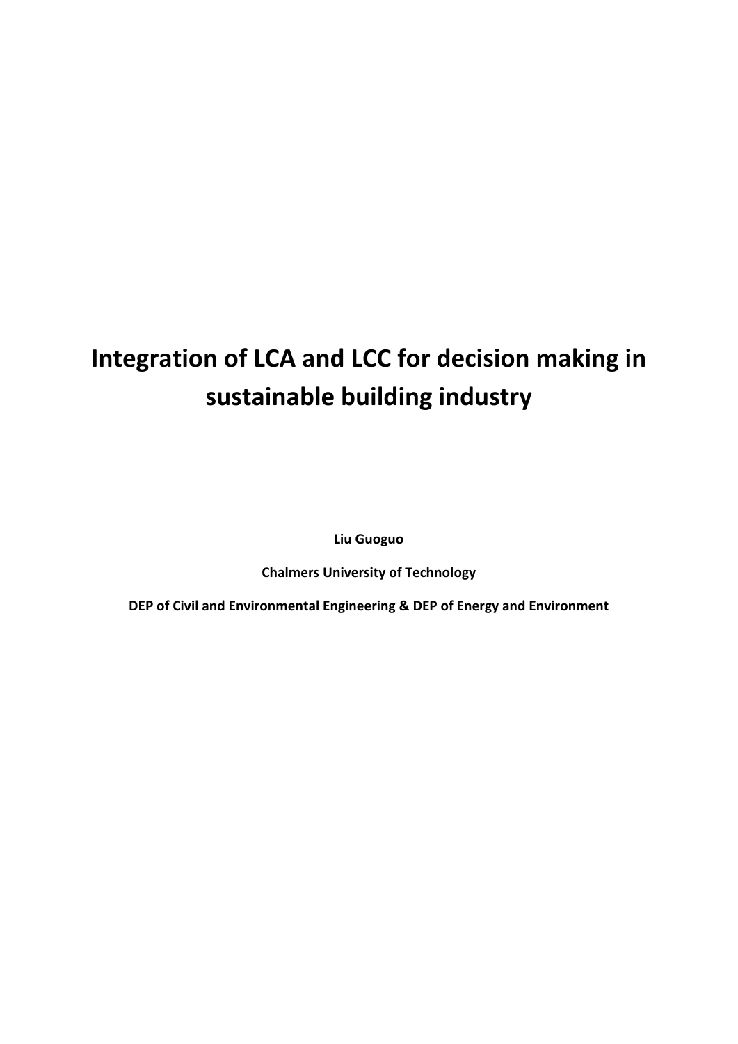# Integration of LCA and LCC for decision making in sustainable building industry

**Liu Guoguo**

**Chalmers University of Technology**

**DEP of Civil and Environmental Engineering & DEP of Energy and Environment**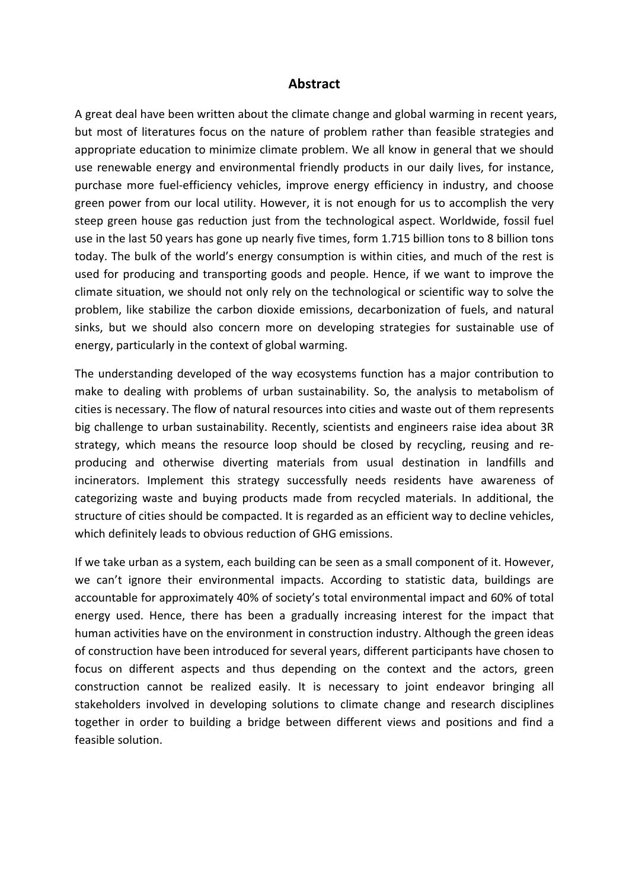# Abstract

A great deal have been written about the climate change and global warming in recent years, but most of literatures focus on the nature of problem rather than feasible strategies and appropriate education to minimize climate problem. We all know in general that we should use renewable energy and environmental friendly products in our daily lives, for instance, purchase more fuel-efficiency vehicles, improve energy efficiency in industry, and choose green power from our local utility. However, it is not enough for us to accomplish the very steep green house gas reduction just from the technological aspect. Worldwide, fossil fuel use in the last 50 years has gone up nearly five times, form 1.715 billion tons to 8 billion tons today. The bulk of the world's energy consumption is within cities, and much of the rest is used for producing and transporting goods and people. Hence, if we want to improve the climate situation, we should not only rely on the technological or scientific way to solve the problem, like stabilize the carbon dioxide emissions, decarbonization of fuels, and natural sinks, but we should also concern more on developing strategies for sustainable use of energy, particularly in the context of global warming.

The understanding developed of the way ecosystems function has a major contribution to make to dealing with problems of urban sustainability. So, the analysis to metabolism of cities is necessary. The flow of natural resources into cities and waste out of them represents big challenge to urban sustainability. Recently, scientists and engineers raise idea about 3R strategy, which means the resource loop should be closed by recycling, reusing and re-producing and otherwise diverting materials from usual destination in landfills and incinerators. Implement this strategy successfully needs residents have awareness of categorizing waste and buying products made from recycled materials. In additional, the structure of cities should be compacted. It is regarded as an efficient way to decline vehicles, which definitely leads to obvious reduction of GHG emissions.

If we take urban as a system, each building can be seen as a small component of it. However, we can't ignore their environmental impacts. According to statistic data, buildings are accountable for approximately 40% of society's total environmental impact and 60% of total energy used. Hence, there has been a gradually increasing interest for the impact that human activities have on the environment in construction industry. Although the green ideas of construction have been introduced for several years, different participants have chosen to focus on different aspects and thus depending on the context and the actors, green construction cannot be realized easily. It is necessary to joint endeavor bringing all stakeholders involved in developing solutions to climate change and research disciplines together in order to building a bridge between different views and positions and find a feasible solution.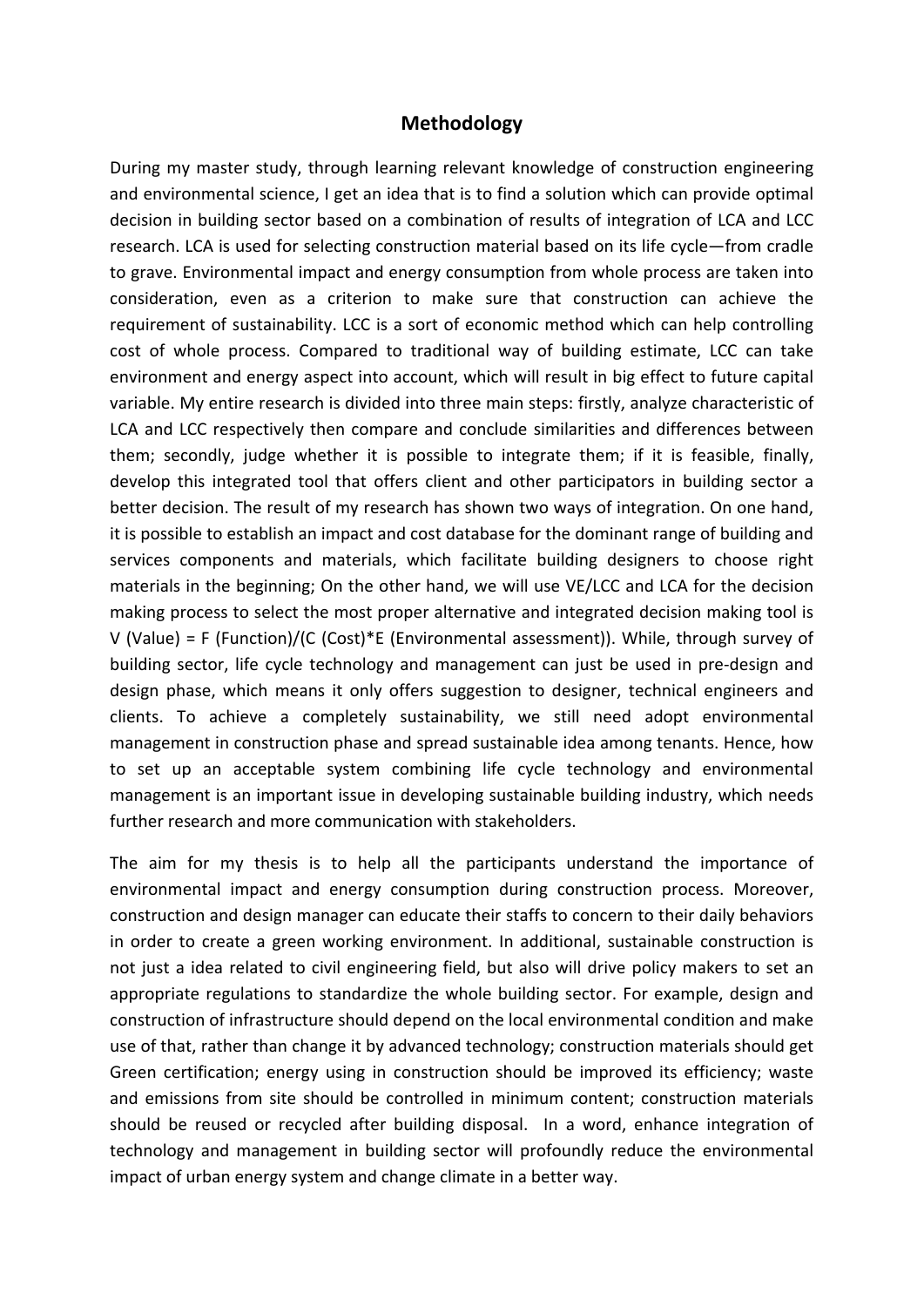# Methodology

During my master study, through learning relevant knowledge of construction engineering and environmental science, I get an idea that is to find a solution which can provide optimal decision in building sector based on a combination of results of integration of LCA and LCC research. LCA is used for selecting construction material based on its life cycle—from cradle to grave. Environmental impact and energy consumption from whole process are taken into consideration, even as a criterion to make sure that construction can achieve the requirement of sustainability. LCC is a sort of economic method which can help controlling cost of whole process. Compared to traditional way of building estimate, LCC can take environment and energy aspect into account, which will result in big effect to future capital variable. My entire research is divided into three main steps: firstly, analyze characteristic of LCA and LCC respectively then compare and conclude similarities and differences between them; secondly, judge whether it is possible to integrate them; if it is feasible, finally, develop this integrated tool that offers client and other participators in building sector a better decision. The result of my research has shown two ways of integration. On one hand, it is possible to establish an impact and cost database for the dominant range of building and services components and materials, which facilitate building designers to choose right materials in the beginning; On the other hand, we will use VE/LCC and LCA for the decision making process to select the most proper alternative and integrated decision making tool is V (Value) = F (Function)/(C (Cost)*E (Environmental assessment)). While, through survey of building sector, life cycle technology and management can just be used in pre-design and design phase, which means it only offers suggestion to designer, technical engineers and clients. To achieve a completely sustainability, we still need adopt environmental management in construction phase and spread sustainable idea among tenants. Hence, how to set up an acceptable system combining life cycle technology and environmental management is an important issue in developing sustainable building industry, which needs further research and more communication with stakeholders.

The aim for my thesis is to help all the participants understand the importance of environmental impact and energy consumption during construction process. Moreover, construction and design manager can educate their staffs to concern to their daily behaviors in order to create a green working environment. In additional, sustainable construction is not just a idea related to civil engineering field, but also will drive policy makers to set an appropriate regulations to standardize the whole building sector. For example, design and construction of infrastructure should depend on the local environmental condition and make use of that, rather than change it by advanced technology; construction materials should get Green certification; energy using in construction should be improved its efficiency; waste and emissions from site should be controlled in minimum content; construction materials should be reused or recycled after building disposal. In a word, enhance integration of technology and management in building sector will profoundly reduce the environmental impact of urban energy system and change climate in a better way.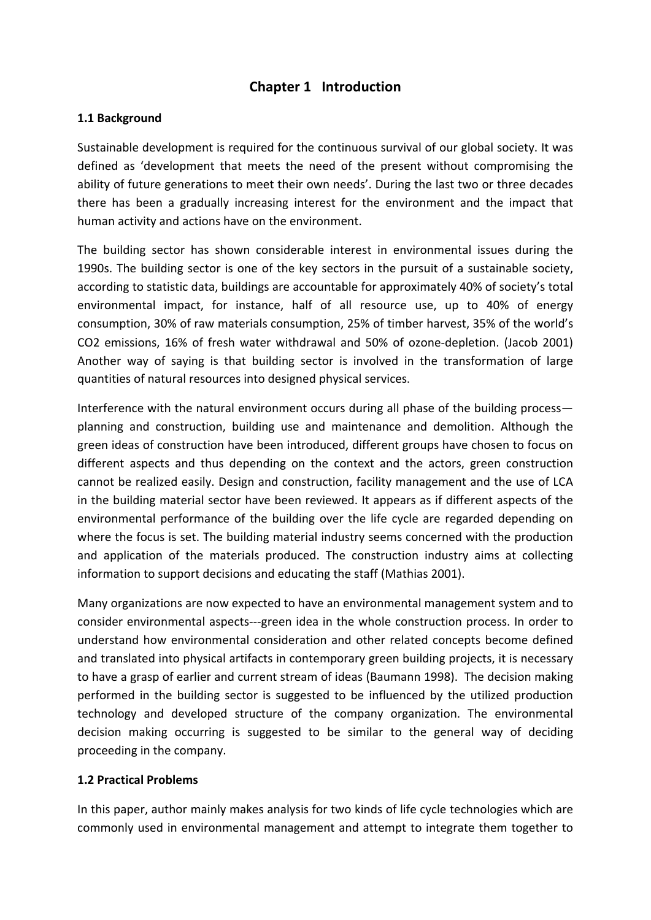# Chapter 1 Introduction

## 1.1 Background

Sustainable development is required for the continuous survival of our global society. It was defined as 'development that meets the need of the present without compromising the ability of future generations to meet their own needs'. During the last two or three decades there has been a gradually increasing interest for the environment and the impact that human activity and actions have on the environment.

The building sector has shown considerable interest in environmental issues during the 1990s. The building sector is one of the key sectors in the pursuit of a sustainable society, according to statistic data, buildings are accountable for approximately 40% of society's total environmental impact, for instance, half of all resource use, up to 40% of energy consumption, 30% of raw materials consumption, 25% of timber harvest, 35% of the world's $CO_2$ emissions, 16% of fresh water withdrawal and 50% of ozone-depletion. (Jacob 2001) Another way of saying is that building sector is involved in the transformation of large quantities of natural resources into designed physical services.

Interference with the natural environment occurs during all phase of the building process—planning and construction, building use and maintenance and demolition. Although the green ideas of construction have been introduced, different groups have chosen to focus on different aspects and thus depending on the context and the actors, green construction cannot be realized easily. Design and construction, facility management and the use of LCA in the building material sector have been reviewed. It appears as if different aspects of the environmental performance of the building over the life cycle are regarded depending on where the focus is set. The building material industry seems concerned with the production and application of the materials produced. The construction industry aims at collecting information to support decisions and educating the staff (Mathias 2001).

Many organizations are now expected to have an environmental management system and to consider environmental aspects---green idea in the whole construction process. In order to understand how environmental consideration and other related concepts become defined and translated into physical artifacts in contemporary green building projects, it is necessary to have a grasp of earlier and current stream of ideas (Baumann 1998). The decision making performed in the building sector is suggested to be influenced by the utilized production technology and developed structure of the company organization. The environmental decision making occurring is suggested to be similar to the general way of deciding proceeding in the company.

## 1.2 Practical Problems

In this paper, author mainly makes analysis for two kinds of life cycle technologies which are commonly used in environmental management and attempt to integrate them together to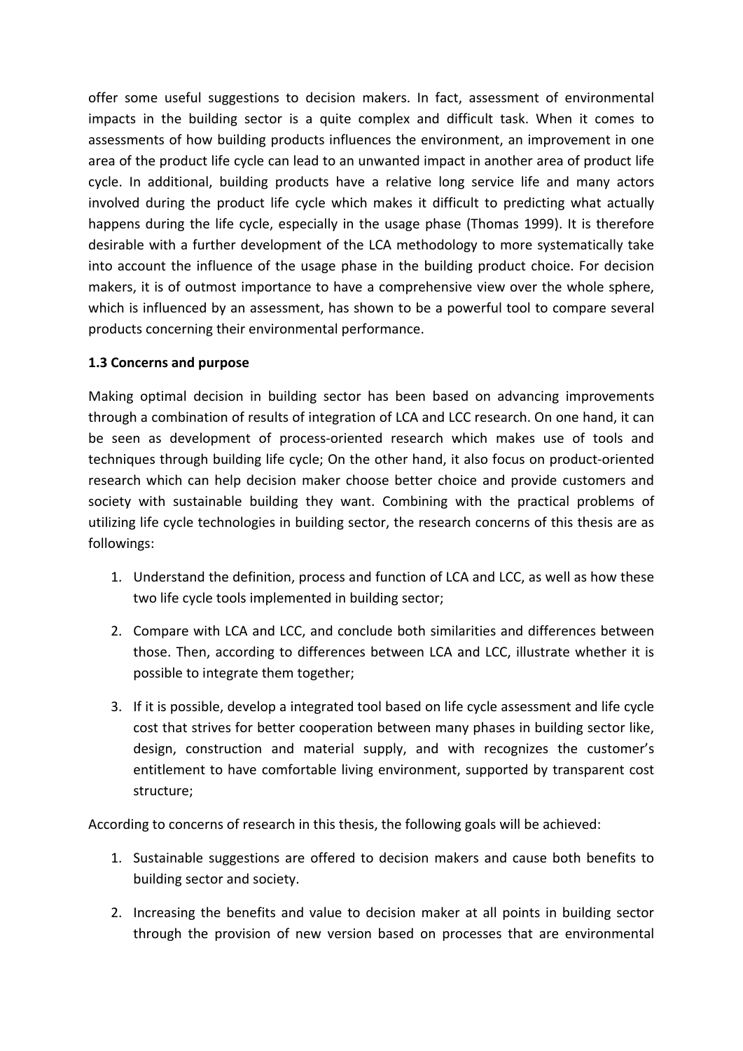offer some useful suggestions to decision makers. In fact, assessment of environmental impacts in the building sector is a quite complex and difficult task. When it comes to assessments of how building products influences the environment, an improvement in one area of the product life cycle can lead to an unwanted impact in another area of product life cycle. In additional, building products have a relative long service life and many actors involved during the product life cycle which makes it difficult to predicting what actually happens during the life cycle, especially in the usage phase (Thomas 1999). It is therefore desirable with a further development of the LCA methodology to more systematically take into account the influence of the usage phase in the building product choice. For decision makers, it is of outmost importance to have a comprehensive view over the whole sphere, which is influenced by an assessment, has shown to be a powerful tool to compare several products concerning their environmental performance.

### 1.3 Concerns and purpose

Making optimal decision in building sector has been based on advancing improvements through a combination of results of integration of LCA and LCC research. On one hand, it can be seen as development of process-oriented research which makes use of tools and techniques through building life cycle; On the other hand, it also focus on product-oriented research which can help decision maker choose better choice and provide customers and society with sustainable building they want. Combining with the practical problems of utilizing life cycle technologies in building sector, the research concerns of this thesis are as followings:

1. Understand the definition, process and function of LCA and LCC, as well as how these two life cycle tools implemented in building sector;
2. Compare with LCA and LCC, and conclude both similarities and differences between those. Then, according to differences between LCA and LCC, illustrate whether it is possible to integrate them together;
3. If it is possible, develop a integrated tool based on life cycle assessment and life cycle cost that strives for better cooperation between many phases in building sector like, design, construction and material supply, and with recognizes the customer's entitlement to have comfortable living environment, supported by transparent cost structure;

According to concerns of research in this thesis, the following goals will be achieved:

1. Sustainable suggestions are offered to decision makers and cause both benefits to building sector and society.
2. Increasing the benefits and value to decision maker at all points in building sector through the provision of new version based on processes that are environmental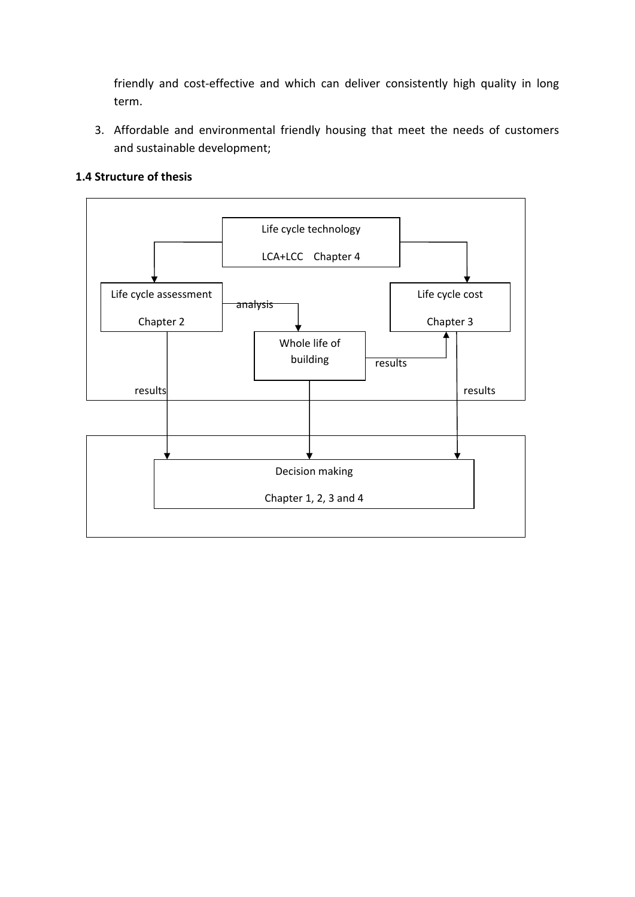friendly and cost-effective and which can deliver consistently high quality in long term.

3. Affordable and environmental friendly housing that meet the needs of customers and sustainable development;

### 1.4 Structure of thesis

Life cycle technology

LCA+LCC Chapter 4

Life cycle assessment

Chapter 2

analysis

Life cycle cost

Chapter 3

Whole life of building

results

results

results

Decision making

Chapter 1, 2, 3 and 4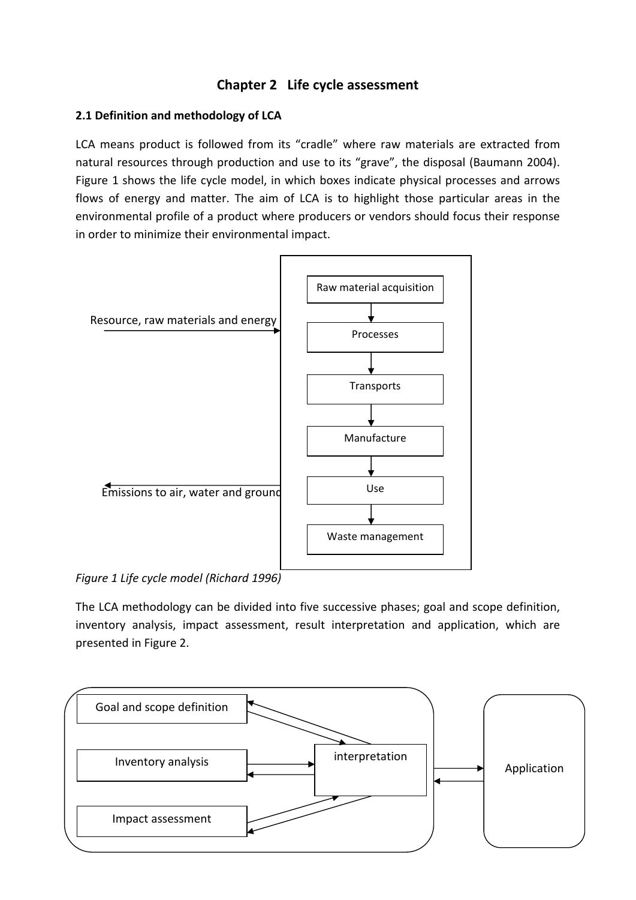# Chapter 2 Life cycle assessment

## 2.1 Definition and methodology of LCA

LCA means product is followed from its "cradle" where raw materials are extracted from natural resources through production and use to its "grave", the disposal (Baumann 2004). Figure 1 shows the life cycle model, in which boxes indicate physical processes and arrows flows of energy and matter. The aim of LCA is to highlight those particular areas in the environmental profile of a product where producers or vendors should focus their response in order to minimize their environmental impact.

Resource, raw materials and energy

Raw material acquisition

Processes

Transports

Manufacture

Use

Waste management

Emissions to air, water and ground

*Figure 1 Life cycle model (Richard 1996)*

The LCA methodology can be divided into five successive phases; goal and scope definition, inventory analysis, impact assessment, result interpretation and application, which are presented in Figure 2.

Goal and scope definition

Inventory analysis

Impact assessment

interpretation

Application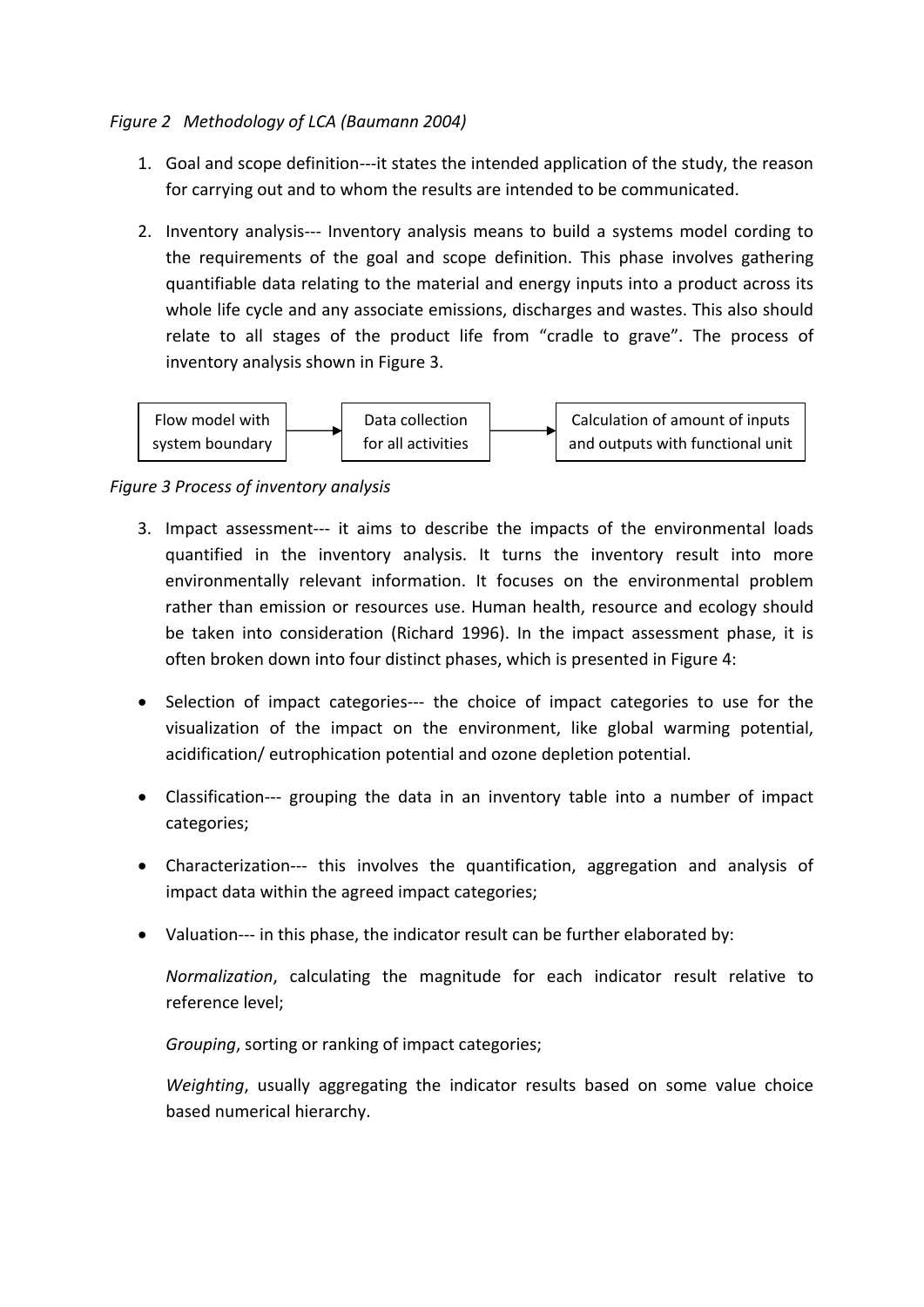*Figure 2 Methodology of LCA (Baumann 2004)*

1. Goal and scope definition---it states the intended application of the study, the reason for carrying out and to whom the results are intended to be communicated.

2. Inventory analysis--- Inventory analysis means to build a systems model cording to the requirements of the goal and scope definition. This phase involves gathering quantifiable data relating to the material and energy inputs into a product across its whole life cycle and any associate emissions, discharges and wastes. This also should relate to all stages of the product life from "cradle to grave". The process of inventory analysis shown in Figure 3.

Flow model with system boundary → Data collection for all activities → Calculation of amount of inputs and outputs with functional unit

*Figure 3 Process of inventory analysis*

3. Impact assessment--- it aims to describe the impacts of the environmental loads quantified in the inventory analysis. It turns the inventory result into more environmentally relevant information. It focuses on the environmental problem rather than emission or resources use. Human health, resource and ecology should be taken into consideration (Richard 1996). In the impact assessment phase, it is often broken down into four distinct phases, which is presented in Figure 4:

- Selection of impact categories--- the choice of impact categories to use for the visualization of the impact on the environment, like global warming potential, acidification/ eutrophication potential and ozone depletion potential.

- Classification--- grouping the data in an inventory table into a number of impact categories;

- Characterization--- this involves the quantification, aggregation and analysis of impact data within the agreed impact categories;

- Valuation--- in this phase, the indicator result can be further elaborated by:

  *Normalization*, calculating the magnitude for each indicator result relative to reference level;

  *Grouping*, sorting or ranking of impact categories;

  *Weighting*, usually aggregating the indicator results based on some value choice based numerical hierarchy.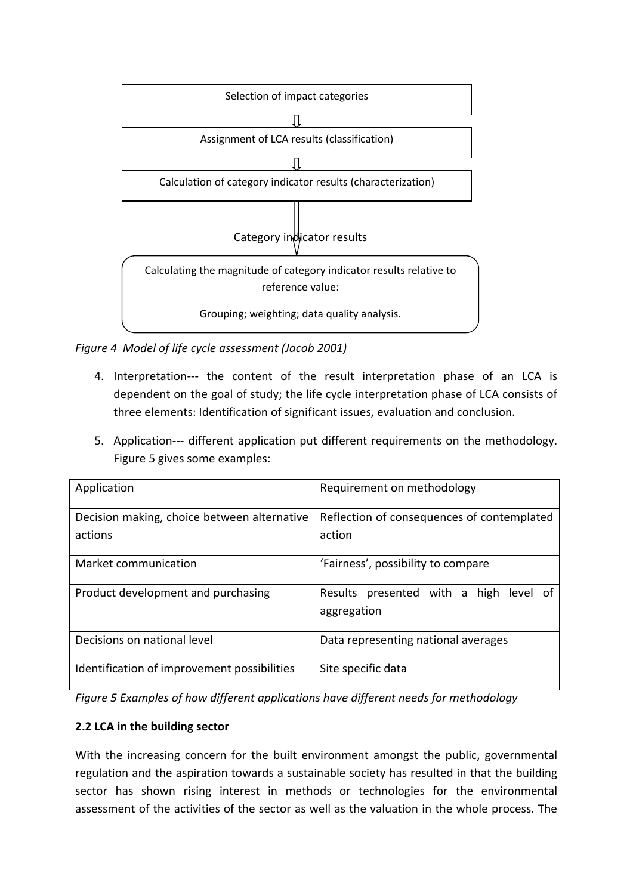Selection of impact categories

⇓

Assignment of LCA results (classification)

⇓

Calculation of category indicator results (characterization)

⇓

Category indicator results

Calculating the magnitude of category indicator results relative to reference value:

Grouping; weighting; data quality analysis.

*Figure 4 Model of life cycle assessment (Jacob 2001)*

4. Interpretation--- the content of the result interpretation phase of an LCA is dependent on the goal of study; the life cycle interpretation phase of LCA consists of three elements: Identification of significant issues, evaluation and conclusion.

5. Application--- different application put different requirements on the methodology. Figure 5 gives some examples:

| Application | Requirement on methodology |
|---|---|
| Decision making, choice between alternative actions | Reflection of consequences of contemplated action |
| Market communication | 'Fairness', possibility to compare |
| Product development and purchasing | Results presented with a high level of aggregation |
| Decisions on national level | Data representing national averages |
| Identification of improvement possibilities | Site specific data |

*Figure 5 Examples of how different applications have different needs for methodology*

**2.2 LCA in the building sector**

With the increasing concern for the built environment amongst the public, governmental regulation and the aspiration towards a sustainable society has resulted in that the building sector has shown rising interest in methods or technologies for the environmental assessment of the activities of the sector as well as the valuation in the whole process. The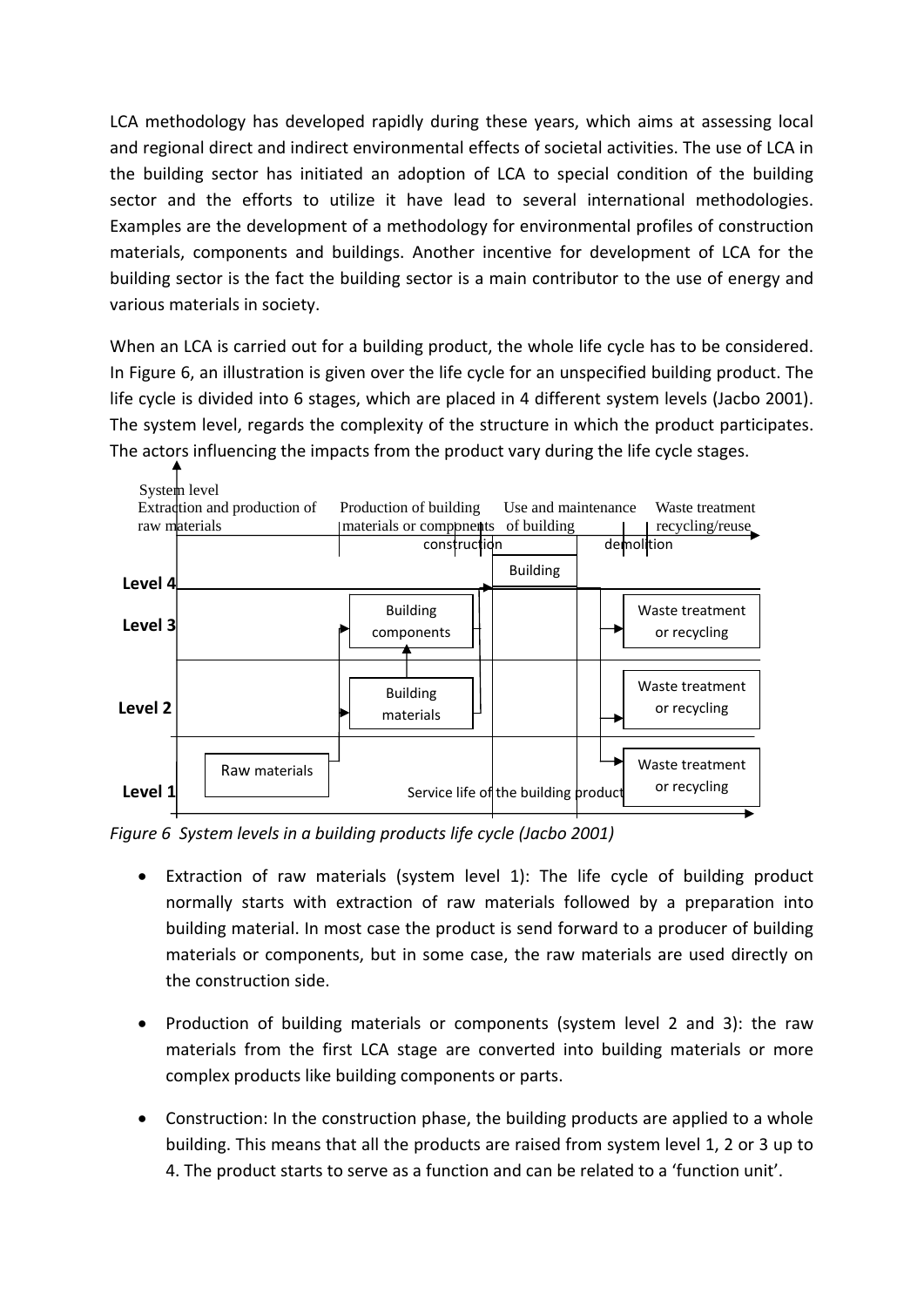LCA methodology has developed rapidly during these years, which aims at assessing local and regional direct and indirect environmental effects of societal activities. The use of LCA in the building sector has initiated an adoption of LCA to special condition of the building sector and the efforts to utilize it have lead to several international methodologies. Examples are the development of a methodology for environmental profiles of construction materials, components and buildings. Another incentive for development of LCA for the building sector is the fact the building sector is a main contributor to the use of energy and various materials in society.

When an LCA is carried out for a building product, the whole life cycle has to be considered. In Figure 6, an illustration is given over the life cycle for an unspecified building product. The life cycle is divided into 6 stages, which are placed in 4 different system levels (Jacbo 2001). The system level, regards the complexity of the structure in which the product participates. The actors influencing the impacts from the product vary during the life cycle stages.

System level

Extraction and production of raw materials | Production of building materials or components | Use and maintenance of building | Waste treatment recycling/reuse

construction | demolition

Level 4 — Building

Level 3 — Building components — Waste treatment or recycling

Level 2 — Building materials — Waste treatment or recycling

Level 1 — Raw materials — Service life of the building product — Waste treatment or recycling

*Figure 6 System levels in a building products life cycle (Jacbo 2001)*

- Extraction of raw materials (system level 1): The life cycle of building product normally starts with extraction of raw materials followed by a preparation into building material. In most case the product is send forward to a producer of building materials or components, but in some case, the raw materials are used directly on the construction side.
- Production of building materials or components (system level 2 and 3): the raw materials from the first LCA stage are converted into building materials or more complex products like building components or parts.
- Construction: In the construction phase, the building products are applied to a whole building. This means that all the products are raised from system level 1, 2 or 3 up to 4. The product starts to serve as a function and can be related to a 'function unit'.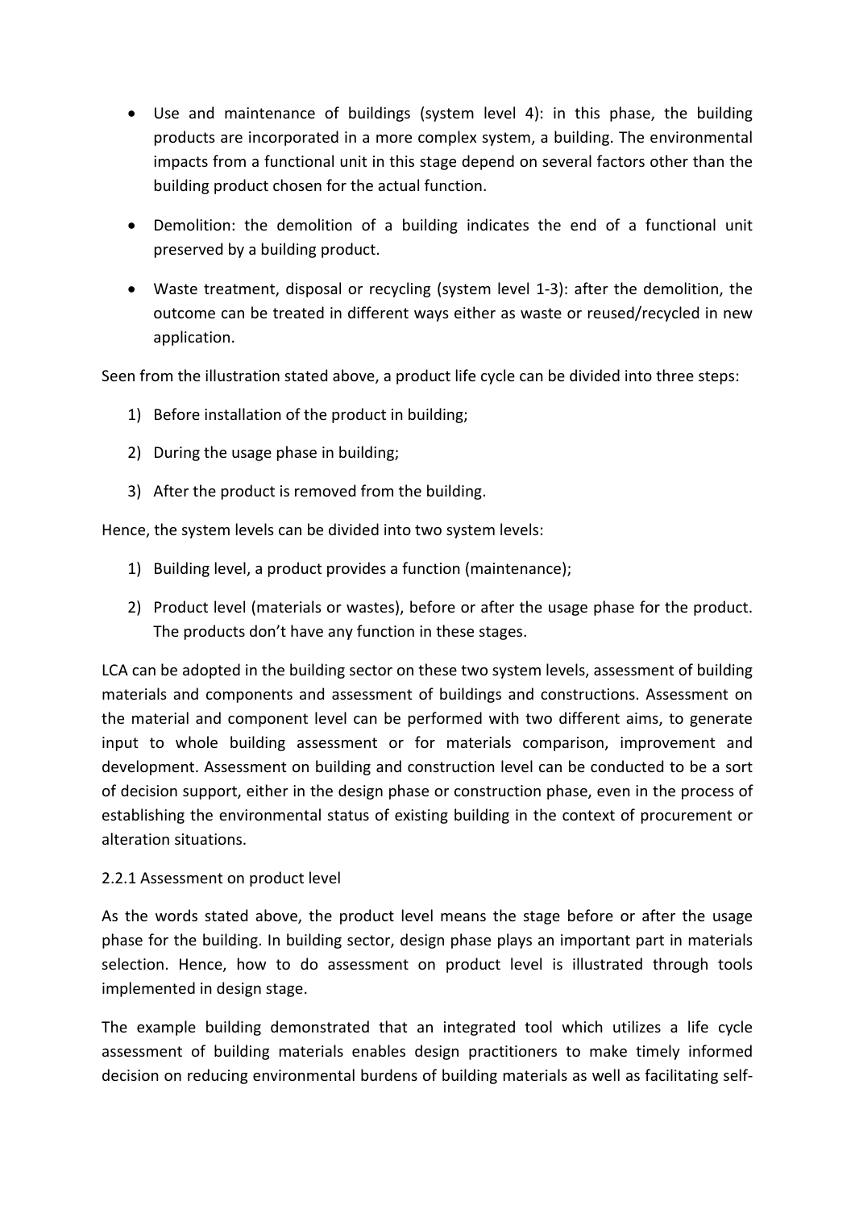- Use and maintenance of buildings (system level 4): in this phase, the building products are incorporated in a more complex system, a building. The environmental impacts from a functional unit in this stage depend on several factors other than the building product chosen for the actual function.
- Demolition: the demolition of a building indicates the end of a functional unit preserved by a building product.
- Waste treatment, disposal or recycling (system level 1-3): after the demolition, the outcome can be treated in different ways either as waste or reused/recycled in new application.

Seen from the illustration stated above, a product life cycle can be divided into three steps:

1) Before installation of the product in building;
2) During the usage phase in building;
3) After the product is removed from the building.

Hence, the system levels can be divided into two system levels:

1) Building level, a product provides a function (maintenance);
2) Product level (materials or wastes), before or after the usage phase for the product. The products don't have any function in these stages.

LCA can be adopted in the building sector on these two system levels, assessment of building materials and components and assessment of buildings and constructions. Assessment on the material and component level can be performed with two different aims, to generate input to whole building assessment or for materials comparison, improvement and development. Assessment on building and construction level can be conducted to be a sort of decision support, either in the design phase or construction phase, even in the process of establishing the environmental status of existing building in the context of procurement or alteration situations.

### 2.2.1 Assessment on product level

As the words stated above, the product level means the stage before or after the usage phase for the building. In building sector, design phase plays an important part in materials selection. Hence, how to do assessment on product level is illustrated through tools implemented in design stage.

The example building demonstrated that an integrated tool which utilizes a life cycle assessment of building materials enables design practitioners to make timely informed decision on reducing environmental burdens of building materials as well as facilitating self-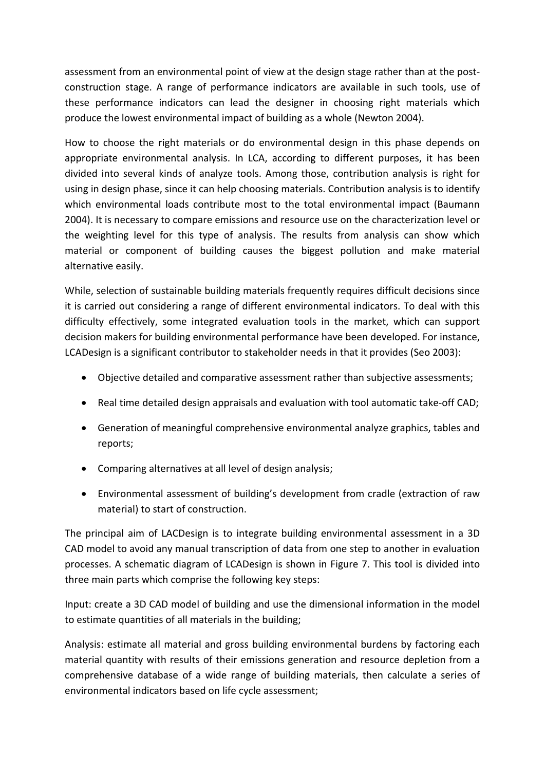assessment from an environmental point of view at the design stage rather than at the post-construction stage. A range of performance indicators are available in such tools, use of these performance indicators can lead the designer in choosing right materials which produce the lowest environmental impact of building as a whole (Newton 2004).

How to choose the right materials or do environmental design in this phase depends on appropriate environmental analysis. In LCA, according to different purposes, it has been divided into several kinds of analyze tools. Among those, contribution analysis is right for using in design phase, since it can help choosing materials. Contribution analysis is to identify which environmental loads contribute most to the total environmental impact (Baumann 2004). It is necessary to compare emissions and resource use on the characterization level or the weighting level for this type of analysis. The results from analysis can show which material or component of building causes the biggest pollution and make material alternative easily.

While, selection of sustainable building materials frequently requires difficult decisions since it is carried out considering a range of different environmental indicators. To deal with this difficulty effectively, some integrated evaluation tools in the market, which can support decision makers for building environmental performance have been developed. For instance, LCADesign is a significant contributor to stakeholder needs in that it provides (Seo 2003):

- Objective detailed and comparative assessment rather than subjective assessments;
- Real time detailed design appraisals and evaluation with tool automatic take-off CAD;
- Generation of meaningful comprehensive environmental analyze graphics, tables and reports;
- Comparing alternatives at all level of design analysis;
- Environmental assessment of building's development from cradle (extraction of raw material) to start of construction.

The principal aim of LACDesign is to integrate building environmental assessment in a 3D CAD model to avoid any manual transcription of data from one step to another in evaluation processes. A schematic diagram of LCADesign is shown in Figure 7. This tool is divided into three main parts which comprise the following key steps:

Input: create a 3D CAD model of building and use the dimensional information in the model to estimate quantities of all materials in the building;

Analysis: estimate all material and gross building environmental burdens by factoring each material quantity with results of their emissions generation and resource depletion from a comprehensive database of a wide range of building materials, then calculate a series of environmental indicators based on life cycle assessment;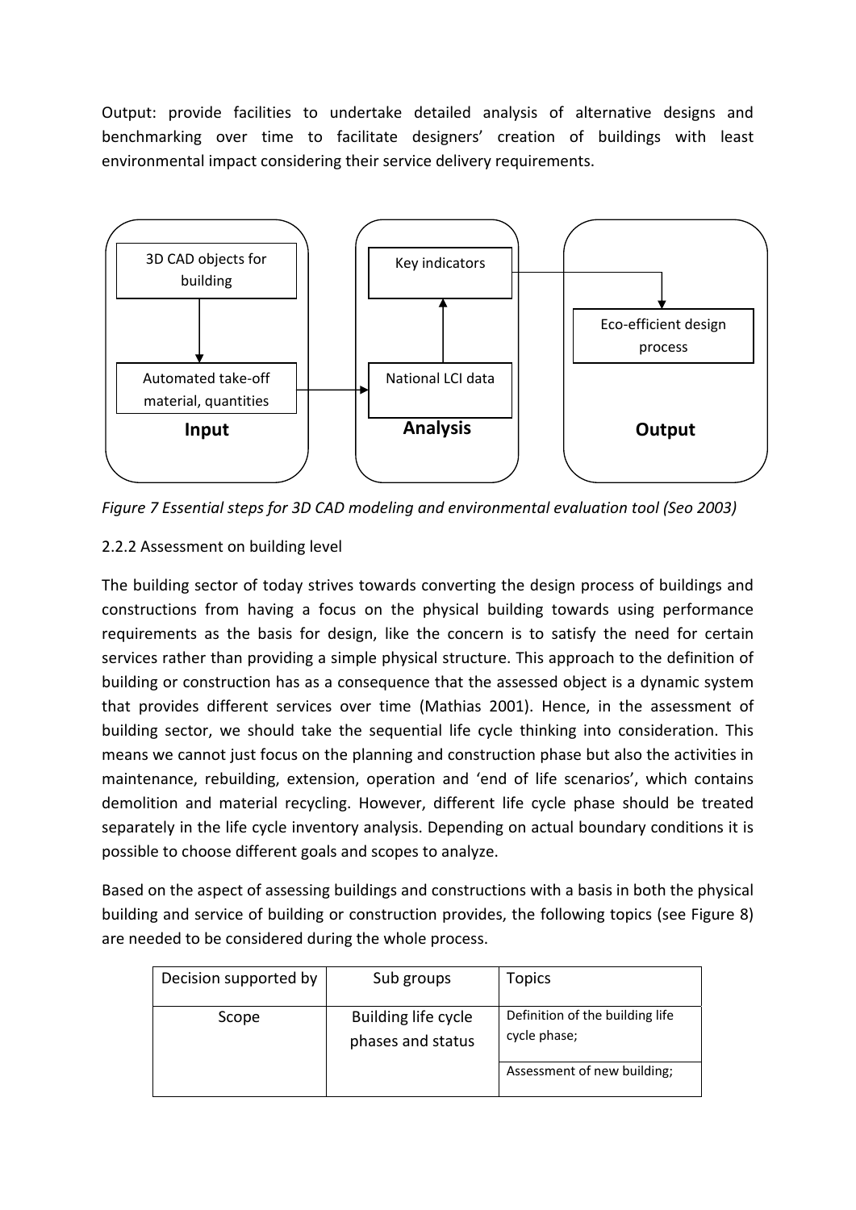Output: provide facilities to undertake detailed analysis of alternative designs and benchmarking over time to facilitate designers' creation of buildings with least environmental impact considering their service delivery requirements.

*Figure 7 Essential steps for 3D CAD modeling and environmental evaluation tool (Seo 2003)*

### 2.2.2 Assessment on building level

The building sector of today strives towards converting the design process of buildings and constructions from having a focus on the physical building towards using performance requirements as the basis for design, like the concern is to satisfy the need for certain services rather than providing a simple physical structure. This approach to the definition of building or construction has as a consequence that the assessed object is a dynamic system that provides different services over time (Mathias 2001). Hence, in the assessment of building sector, we should take the sequential life cycle thinking into consideration. This means we cannot just focus on the planning and construction phase but also the activities in maintenance, rebuilding, extension, operation and 'end of life scenarios', which contains demolition and material recycling. However, different life cycle phase should be treated separately in the life cycle inventory analysis. Depending on actual boundary conditions it is possible to choose different goals and scopes to analyze.

Based on the aspect of assessing buildings and constructions with a basis in both the physical building and service of building or construction provides, the following topics (see Figure 8) are needed to be considered during the whole process.

| Decision supported by | Sub groups | Topics |
|---|---|---|
| Scope | Building life cycle phases and status | Definition of the building life cycle phase; |
| | | Assessment of new building; |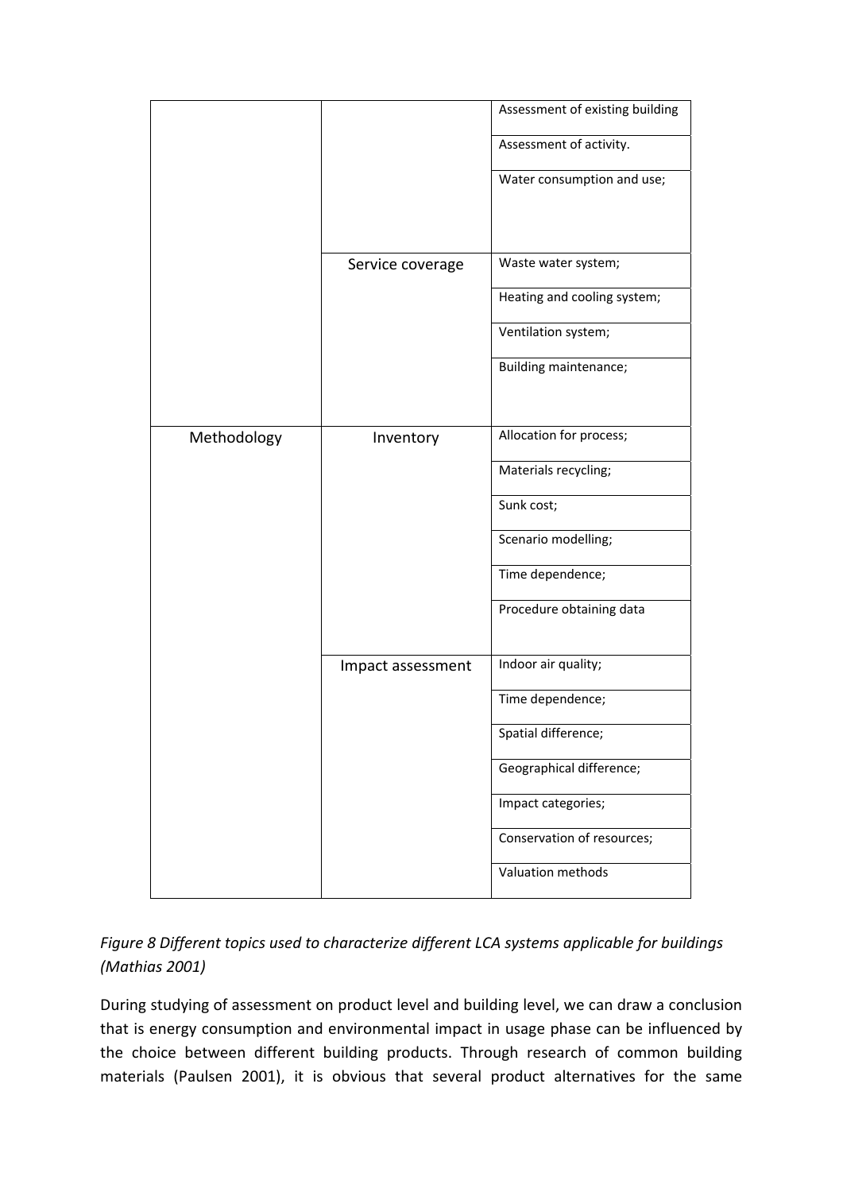| | | |
|---|---|---|
| | | Assessment of existing building |
| | | Assessment of activity. |
| | | Water consumption and use; |
| | Service coverage | Waste water system; |
| | | Heating and cooling system; |
| | | Ventilation system; |
| | | Building maintenance; |
| Methodology | Inventory | Allocation for process; |
| | | Materials recycling; |
| | | Sunk cost; |
| | | Scenario modelling; |
| | | Time dependence; |
| | | Procedure obtaining data |
| | Impact assessment | Indoor air quality; |
| | | Time dependence; |
| | | Spatial difference; |
| | | Geographical difference; |
| | | Impact categories; |
| | | Conservation of resources; |
| | | Valuation methods |

*Figure 8 Different topics used to characterize different LCA systems applicable for buildings (Mathias 2001)*

During studying of assessment on product level and building level, we can draw a conclusion that is energy consumption and environmental impact in usage phase can be influenced by the choice between different building products. Through research of common building materials (Paulsen 2001), it is obvious that several product alternatives for the same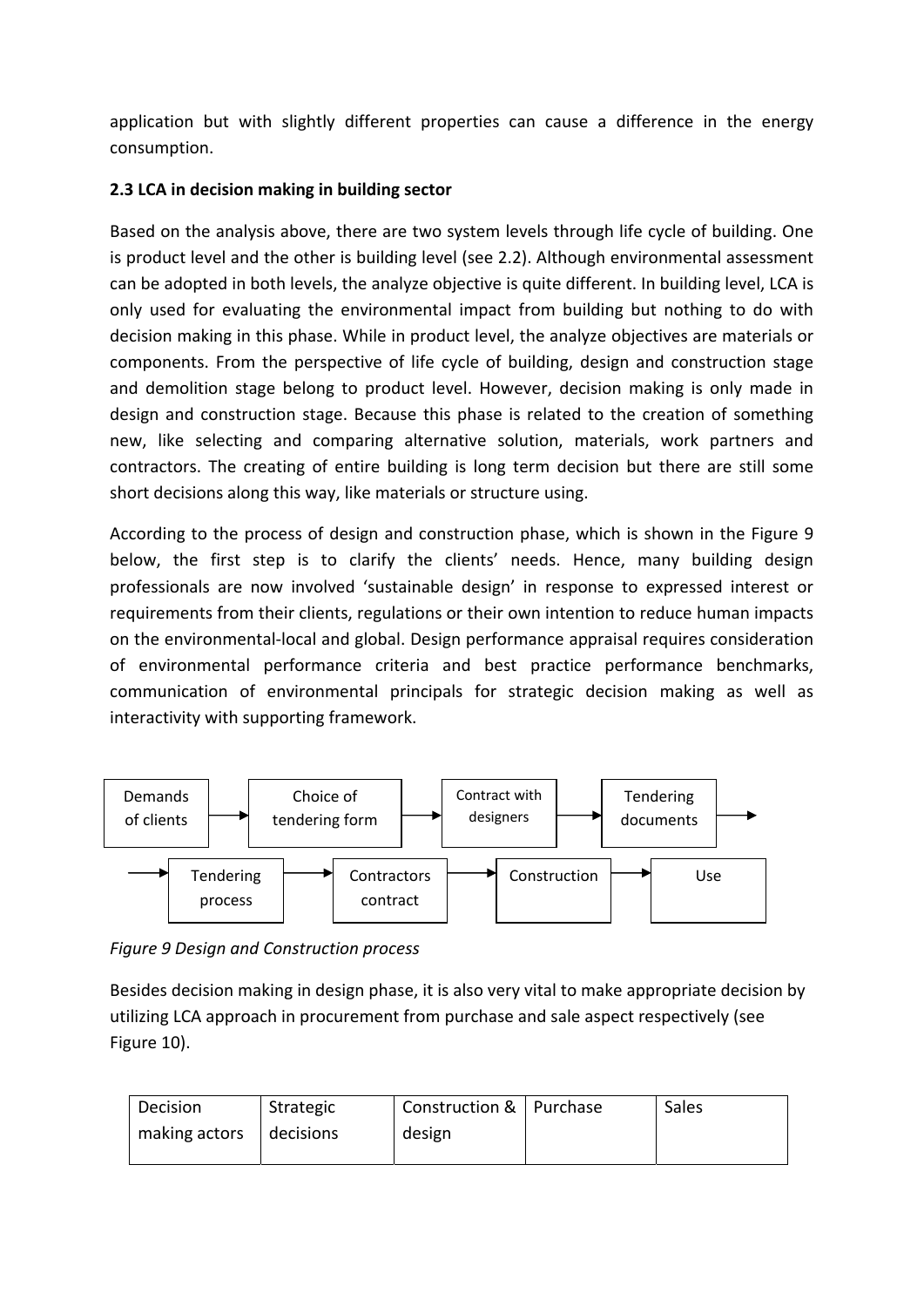application but with slightly different properties can cause a difference in the energy consumption.

**2.3 LCA in decision making in building sector**

Based on the analysis above, there are two system levels through life cycle of building. One is product level and the other is building level (see 2.2). Although environmental assessment can be adopted in both levels, the analyze objective is quite different. In building level, LCA is only used for evaluating the environmental impact from building but nothing to do with decision making in this phase. While in product level, the analyze objectives are materials or components. From the perspective of life cycle of building, design and construction stage and demolition stage belong to product level. However, decision making is only made in design and construction stage. Because this phase is related to the creation of something new, like selecting and comparing alternative solution, materials, work partners and contractors. The creating of entire building is long term decision but there are still some short decisions along this way, like materials or structure using.

According to the process of design and construction phase, which is shown in the Figure 9 below, the first step is to clarify the clients' needs. Hence, many building design professionals are now involved 'sustainable design' in response to expressed interest or requirements from their clients, regulations or their own intention to reduce human impacts on the environmental-local and global. Design performance appraisal requires consideration of environmental performance criteria and best practice performance benchmarks, communication of environmental principals for strategic decision making as well as interactivity with supporting framework.

Demands of clients → Choice of tendering form → Contract with designers → Tendering documents → Tendering process → Contractors contract → Construction → Use

*Figure 9 Design and Construction process*

Besides decision making in design phase, it is also very vital to make appropriate decision by utilizing LCA approach in procurement from purchase and sale aspect respectively (see Figure 10).

| Decision making actors | Strategic decisions | Construction & design | Purchase | Sales |
|---|---|---|---|---|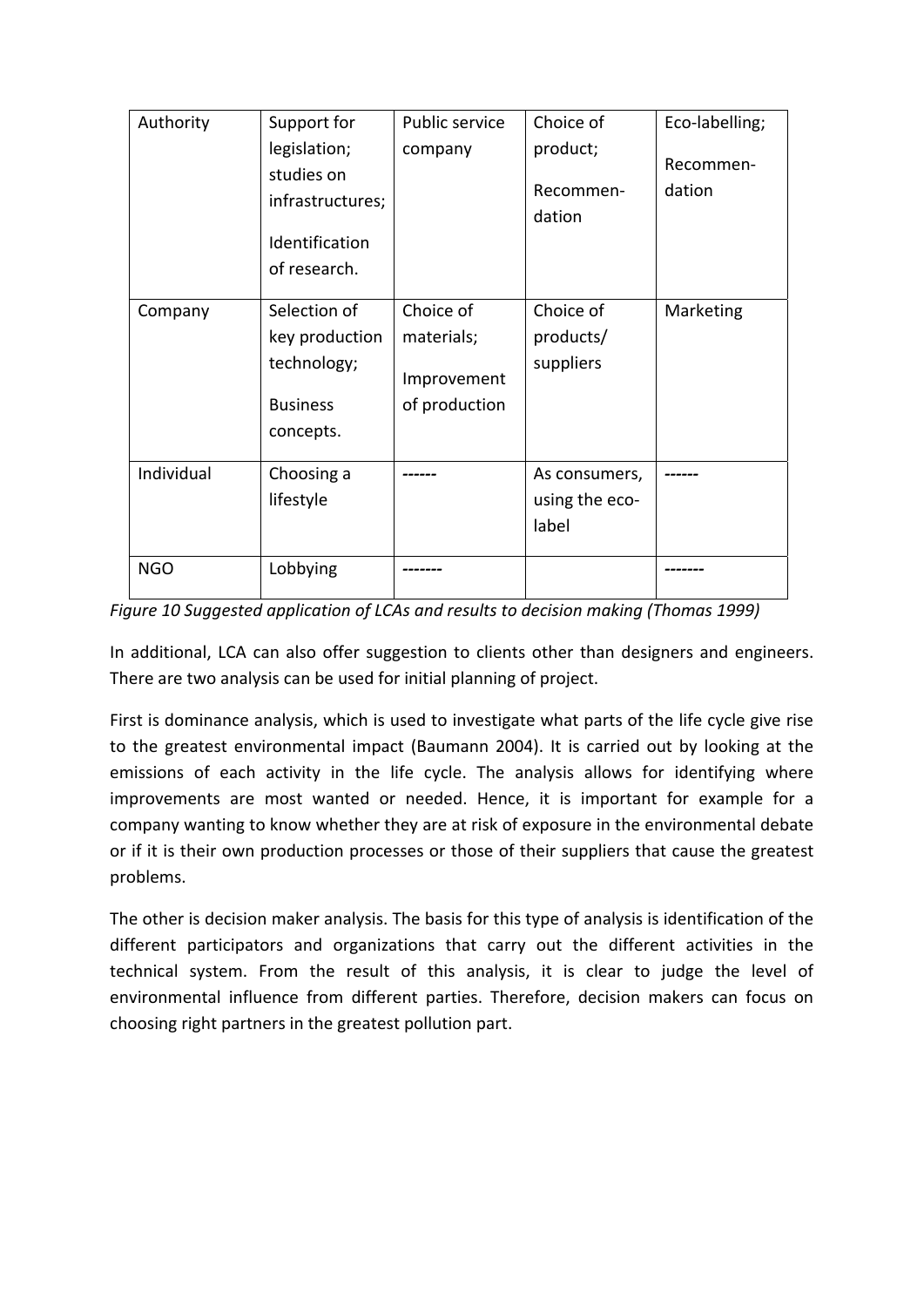| Authority | Support for legislation; studies on infrastructures; Identification of research. | Public service company | Choice of product; Recommen-dation | Eco-labelling; Recommen-dation |
|---|---|---|---|---|
| Company | Selection of key production technology; Business concepts. | Choice of materials; Improvement of production | Choice of products/ suppliers | Marketing |
| Individual | Choosing a lifestyle | ------ | As consumers, using the eco-label | ------ |
| NGO | Lobbying | ------- | | ------- |

*Figure 10 Suggested application of LCAs and results to decision making (Thomas 1999)*

In additional, LCA can also offer suggestion to clients other than designers and engineers. There are two analysis can be used for initial planning of project.

First is dominance analysis, which is used to investigate what parts of the life cycle give rise to the greatest environmental impact (Baumann 2004). It is carried out by looking at the emissions of each activity in the life cycle. The analysis allows for identifying where improvements are most wanted or needed. Hence, it is important for example for a company wanting to know whether they are at risk of exposure in the environmental debate or if it is their own production processes or those of their suppliers that cause the greatest problems.

The other is decision maker analysis. The basis for this type of analysis is identification of the different participators and organizations that carry out the different activities in the technical system. From the result of this analysis, it is clear to judge the level of environmental influence from different parties. Therefore, decision makers can focus on choosing right partners in the greatest pollution part.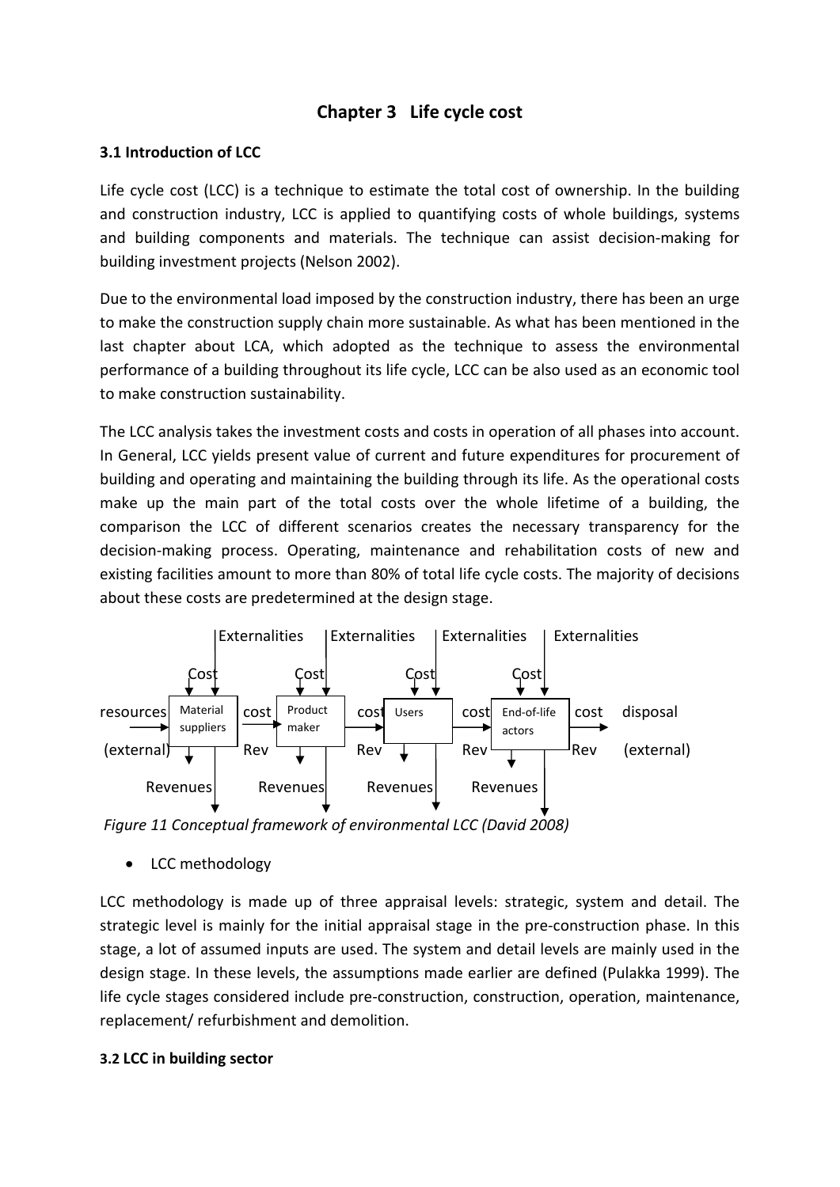# Chapter 3 Life cycle cost

### 3.1 Introduction of LCC

Life cycle cost (LCC) is a technique to estimate the total cost of ownership. In the building and construction industry, LCC is applied to quantifying costs of whole buildings, systems and building components and materials. The technique can assist decision-making for building investment projects (Nelson 2002).

Due to the environmental load imposed by the construction industry, there has been an urge to make the construction supply chain more sustainable. As what has been mentioned in the last chapter about LCA, which adopted as the technique to assess the environmental performance of a building throughout its life cycle, LCC can be also used as an economic tool to make construction sustainability.

The LCC analysis takes the investment costs and costs in operation of all phases into account. In General, LCC yields present value of current and future expenditures for procurement of building and operating and maintaining the building through its life. As the operational costs make up the main part of the total costs over the whole lifetime of a building, the comparison the LCC of different scenarios creates the necessary transparency for the decision-making process. Operating, maintenance and rehabilitation costs of new and existing facilities amount to more than 80% of total life cycle costs. The majority of decisions about these costs are predetermined at the design stage.

Externalities Externalities Externalities Externalities

Cost Cost Cost Cost

resources (external) | Material suppliers | cost | Product maker | cost | Users | cost | End-of-life actors | cost | disposal (external)

Rev Rev Rev Rev

Revenues Revenues Revenues Revenues

*Figure 11 Conceptual framework of environmental LCC (David 2008)*

- LCC methodology

LCC methodology is made up of three appraisal levels: strategic, system and detail. The strategic level is mainly for the initial appraisal stage in the pre-construction phase. In this stage, a lot of assumed inputs are used. The system and detail levels are mainly used in the design stage. In these levels, the assumptions made earlier are defined (Pulakka 1999). The life cycle stages considered include pre-construction, construction, operation, maintenance, replacement/ refurbishment and demolition.

### 3.2 LCC in building sector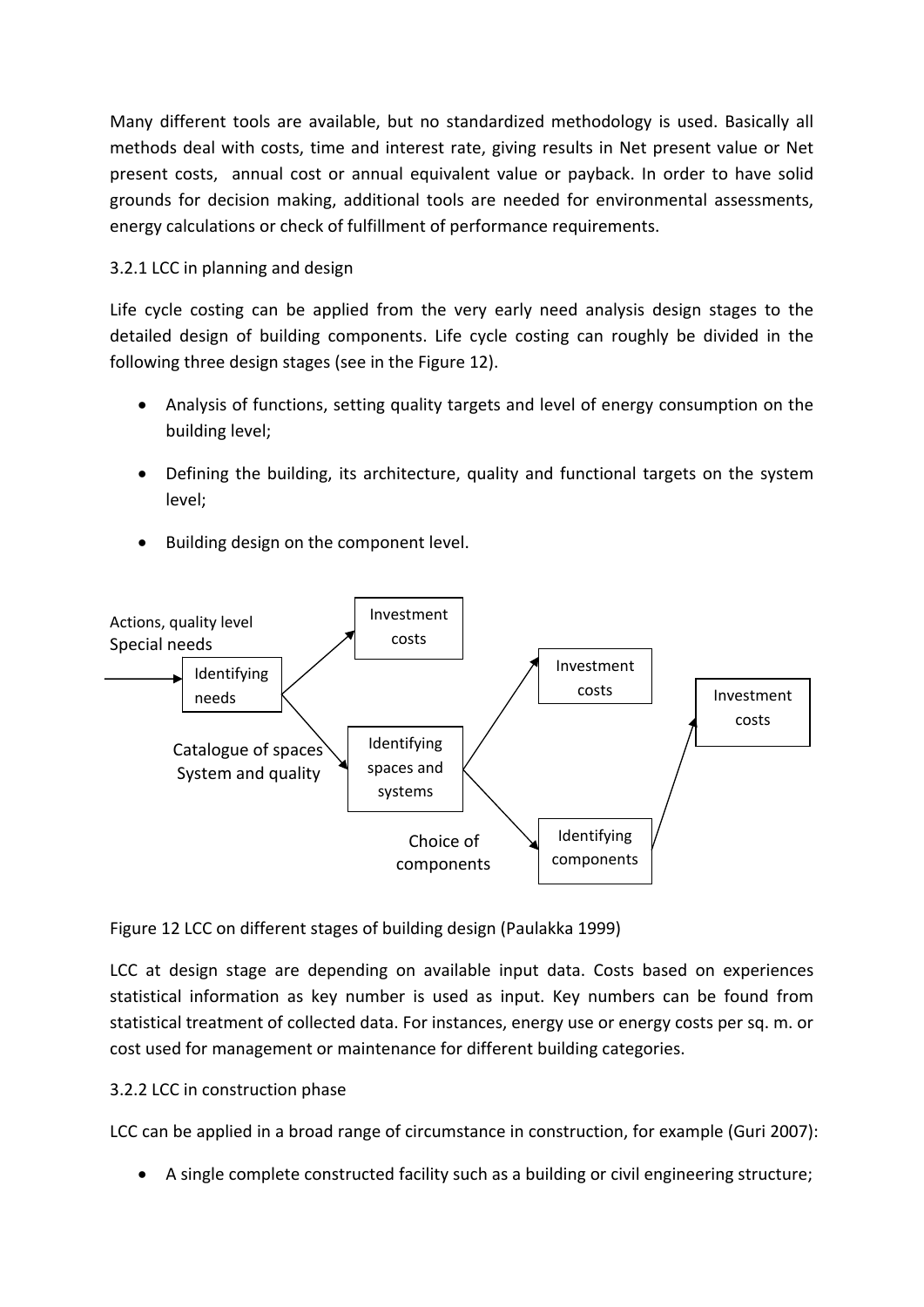Many different tools are available, but no standardized methodology is used. Basically all methods deal with costs, time and interest rate, giving results in Net present value or Net present costs, annual cost or annual equivalent value or payback. In order to have solid grounds for decision making, additional tools are needed for environmental assessments, energy calculations or check of fulfillment of performance requirements.

### 3.2.1 LCC in planning and design

Life cycle costing can be applied from the very early need analysis design stages to the detailed design of building components. Life cycle costing can roughly be divided in the following three design stages (see in the Figure 12).

- Analysis of functions, setting quality targets and level of energy consumption on the building level;
- Defining the building, its architecture, quality and functional targets on the system level;
- Building design on the component level.

Actions, quality level
Special needs

Identifying needs

Investment costs

Catalogue of spaces
System and quality

Identifying spaces and systems

Investment costs

Choice of components

Identifying components

Investment costs

Figure 12 LCC on different stages of building design (Paulakka 1999)

LCC at design stage are depending on available input data. Costs based on experiences statistical information as key number is used as input. Key numbers can be found from statistical treatment of collected data. For instances, energy use or energy costs per sq. m. or cost used for management or maintenance for different building categories.

### 3.2.2 LCC in construction phase

LCC can be applied in a broad range of circumstance in construction, for example (Guri 2007):

- A single complete constructed facility such as a building or civil engineering structure;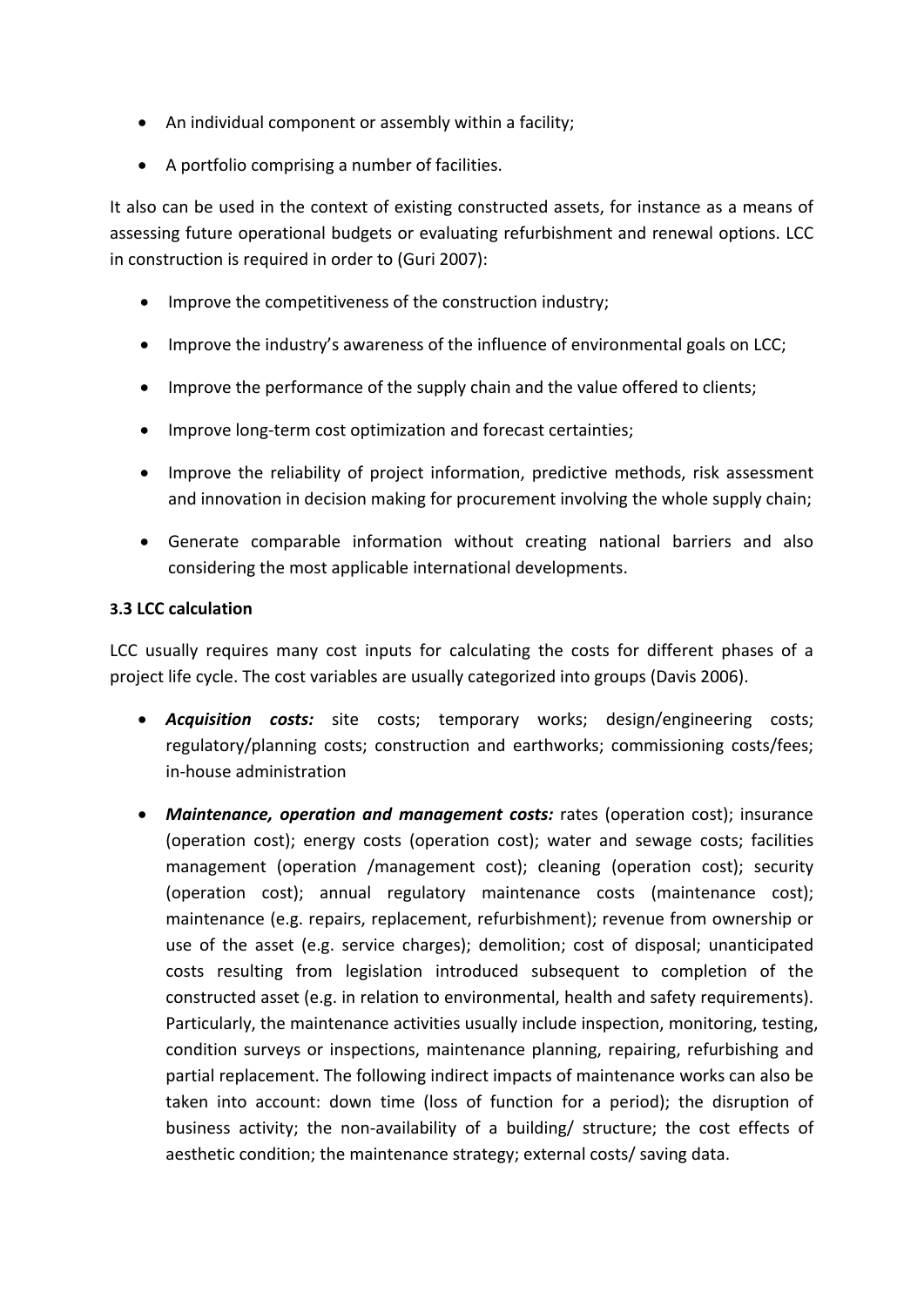- An individual component or assembly within a facility;
- A portfolio comprising a number of facilities.

It also can be used in the context of existing constructed assets, for instance as a means of assessing future operational budgets or evaluating refurbishment and renewal options. LCC in construction is required in order to (Guri 2007):

- Improve the competitiveness of the construction industry;
- Improve the industry's awareness of the influence of environmental goals on LCC;
- Improve the performance of the supply chain and the value offered to clients;
- Improve long-term cost optimization and forecast certainties;
- Improve the reliability of project information, predictive methods, risk assessment and innovation in decision making for procurement involving the whole supply chain;
- Generate comparable information without creating national barriers and also considering the most applicable international developments.

### 3.3 LCC calculation

LCC usually requires many cost inputs for calculating the costs for different phases of a project life cycle. The cost variables are usually categorized into groups (Davis 2006).

- ***Acquisition costs:*** site costs; temporary works; design/engineering costs; regulatory/planning costs; construction and earthworks; commissioning costs/fees; in-house administration
- ***Maintenance, operation and management costs:*** rates (operation cost); insurance (operation cost); energy costs (operation cost); water and sewage costs; facilities management (operation /management cost); cleaning (operation cost); security (operation cost); annual regulatory maintenance costs (maintenance cost); maintenance (e.g. repairs, replacement, refurbishment); revenue from ownership or use of the asset (e.g. service charges); demolition; cost of disposal; unanticipated costs resulting from legislation introduced subsequent to completion of the constructed asset (e.g. in relation to environmental, health and safety requirements). Particularly, the maintenance activities usually include inspection, monitoring, testing, condition surveys or inspections, maintenance planning, repairing, refurbishing and partial replacement. The following indirect impacts of maintenance works can also be taken into account: down time (loss of function for a period); the disruption of business activity; the non-availability of a building/ structure; the cost effects of aesthetic condition; the maintenance strategy; external costs/ saving data.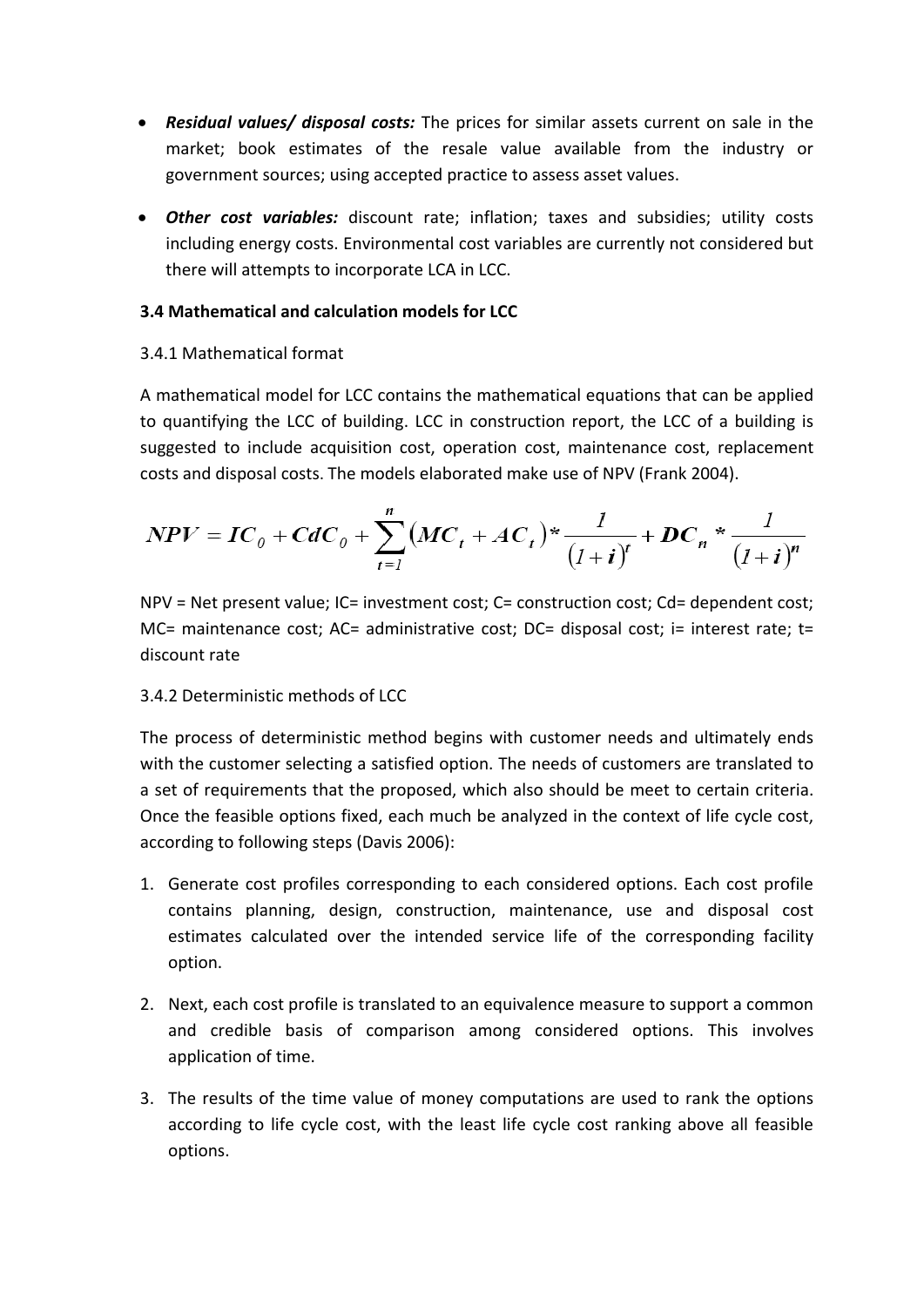- ***Residual values/ disposal costs:*** The prices for similar assets current on sale in the market; book estimates of the resale value available from the industry or government sources; using accepted practice to assess asset values.

- ***Other cost variables:*** discount rate; inflation; taxes and subsidies; utility costs including energy costs. Environmental cost variables are currently not considered but there will attempts to incorporate LCA in LCC.

**3.4 Mathematical and calculation models for LCC**

3.4.1 Mathematical format

A mathematical model for LCC contains the mathematical equations that can be applied to quantifying the LCC of building. LCC in construction report, the LCC of a building is suggested to include acquisition cost, operation cost, maintenance cost, replacement costs and disposal costs. The models elaborated make use of NPV (Frank 2004).

$$NPV = IC_0 + CdC_0 + \sum_{t=1}^{n} (MC_t + AC_t) * \frac{1}{(1+i)^t} + DC_n * \frac{1}{(1+i)^n}$$

NPV = Net present value; IC= investment cost; C= construction cost; Cd= dependent cost; MC= maintenance cost; AC= administrative cost; DC= disposal cost; i= interest rate; t= discount rate

3.4.2 Deterministic methods of LCC

The process of deterministic method begins with customer needs and ultimately ends with the customer selecting a satisfied option. The needs of customers are translated to a set of requirements that the proposed, which also should be meet to certain criteria. Once the feasible options fixed, each much be analyzed in the context of life cycle cost, according to following steps (Davis 2006):

1. Generate cost profiles corresponding to each considered options. Each cost profile contains planning, design, construction, maintenance, use and disposal cost estimates calculated over the intended service life of the corresponding facility option.

2. Next, each cost profile is translated to an equivalence measure to support a common and credible basis of comparison among considered options. This involves application of time.

3. The results of the time value of money computations are used to rank the options according to life cycle cost, with the least life cycle cost ranking above all feasible options.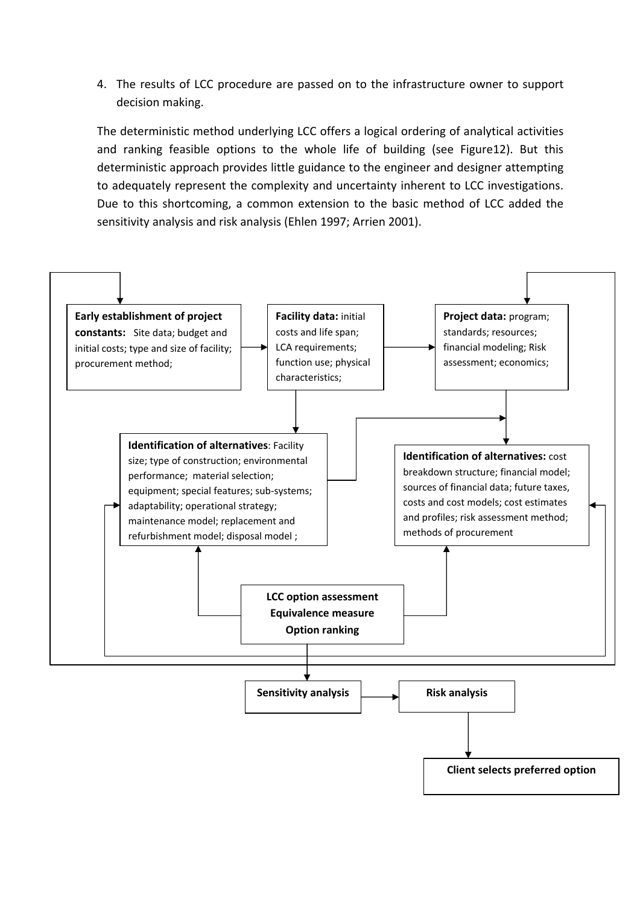4. The results of LCC procedure are passed on to the infrastructure owner to support decision making.

The deterministic method underlying LCC offers a logical ordering of analytical activities and ranking feasible options to the whole life of building (see Figure12). But this deterministic approach provides little guidance to the engineer and designer attempting to adequately represent the complexity and uncertainty inherent to LCC investigations. Due to this shortcoming, a common extension to the basic method of LCC added the sensitivity analysis and risk analysis (Ehlen 1997; Arrien 2001).

**Early establishment of project constants:** Site data; budget and initial costs; type and size of facility; procurement method;

**Facility data:** initial costs and life span; LCA requirements; function use; physical characteristics;

**Project data:** program; standards; resources; financial modeling; Risk assessment; economics;

**Identification of alternatives**: Facility size; type of construction; environmental performance; material selection; equipment; special features; sub-systems; adaptability; operational strategy; maintenance model; replacement and refurbishment model; disposal model ;

**Identification of alternatives:** cost breakdown structure; financial model; sources of financial data; future taxes, costs and cost models; cost estimates and profiles; risk assessment method; methods of procurement

**LCC option assessment**
**Equivalence measure**
**Option ranking**

**Sensitivity analysis**

**Risk analysis**

**Client selects preferred option**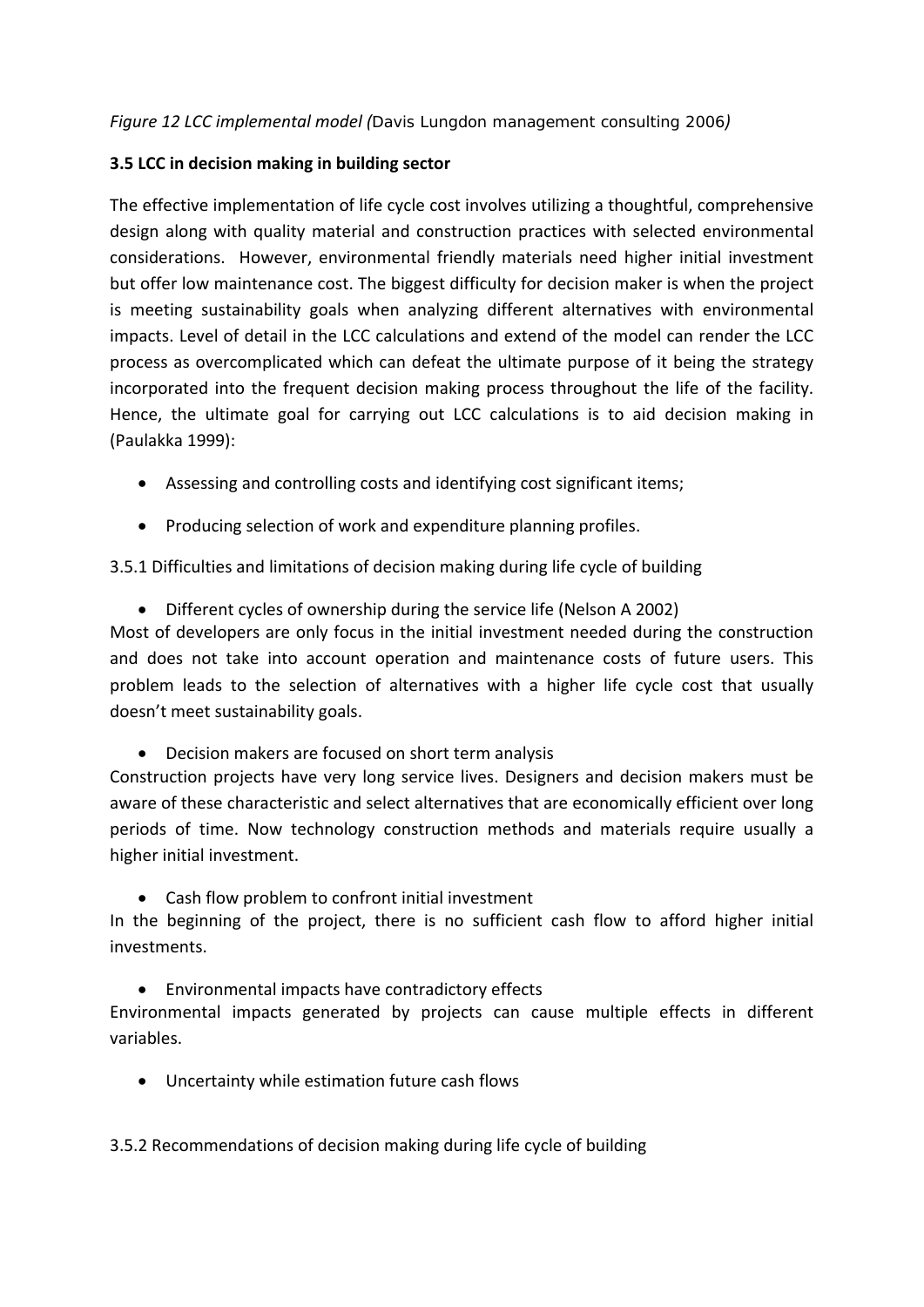*Figure 12 LCC implemental model (*Davis Lungdon management consulting 2006*)*

**3.5 LCC in decision making in building sector**

The effective implementation of life cycle cost involves utilizing a thoughtful, comprehensive design along with quality material and construction practices with selected environmental considerations. However, environmental friendly materials need higher initial investment but offer low maintenance cost. The biggest difficulty for decision maker is when the project is meeting sustainability goals when analyzing different alternatives with environmental impacts. Level of detail in the LCC calculations and extend of the model can render the LCC process as overcomplicated which can defeat the ultimate purpose of it being the strategy incorporated into the frequent decision making process throughout the life of the facility. Hence, the ultimate goal for carrying out LCC calculations is to aid decision making in (Paulakka 1999):

- Assessing and controlling costs and identifying cost significant items;
- Producing selection of work and expenditure planning profiles.

3.5.1 Difficulties and limitations of decision making during life cycle of building

- Different cycles of ownership during the service life (Nelson A 2002)

Most of developers are only focus in the initial investment needed during the construction and does not take into account operation and maintenance costs of future users. This problem leads to the selection of alternatives with a higher life cycle cost that usually doesn't meet sustainability goals.

- Decision makers are focused on short term analysis

Construction projects have very long service lives. Designers and decision makers must be aware of these characteristic and select alternatives that are economically efficient over long periods of time. Now technology construction methods and materials require usually a higher initial investment.

- Cash flow problem to confront initial investment

In the beginning of the project, there is no sufficient cash flow to afford higher initial investments.

- Environmental impacts have contradictory effects

Environmental impacts generated by projects can cause multiple effects in different variables.

- Uncertainty while estimation future cash flows

3.5.2 Recommendations of decision making during life cycle of building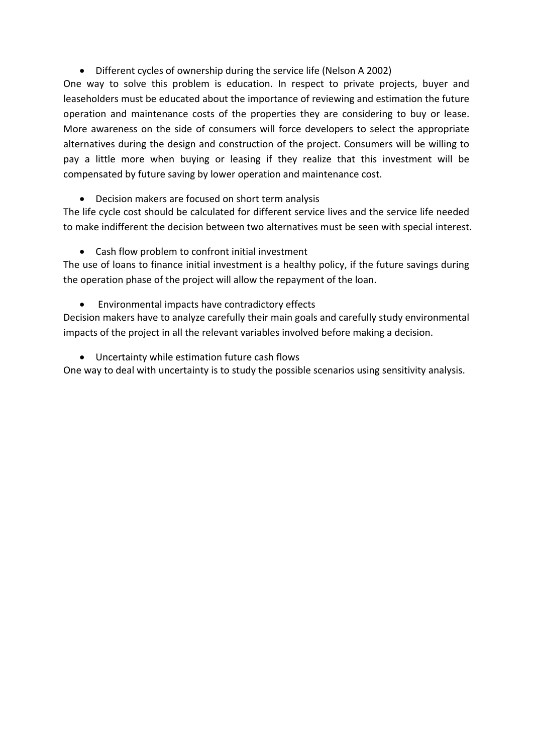- Different cycles of ownership during the service life (Nelson A 2002)

One way to solve this problem is education. In respect to private projects, buyer and leaseholders must be educated about the importance of reviewing and estimation the future operation and maintenance costs of the properties they are considering to buy or lease. More awareness on the side of consumers will force developers to select the appropriate alternatives during the design and construction of the project. Consumers will be willing to pay a little more when buying or leasing if they realize that this investment will be compensated by future saving by lower operation and maintenance cost.

- Decision makers are focused on short term analysis

The life cycle cost should be calculated for different service lives and the service life needed to make indifferent the decision between two alternatives must be seen with special interest.

- Cash flow problem to confront initial investment

The use of loans to finance initial investment is a healthy policy, if the future savings during the operation phase of the project will allow the repayment of the loan.

- Environmental impacts have contradictory effects

Decision makers have to analyze carefully their main goals and carefully study environmental impacts of the project in all the relevant variables involved before making a decision.

- Uncertainty while estimation future cash flows

One way to deal with uncertainty is to study the possible scenarios using sensitivity analysis.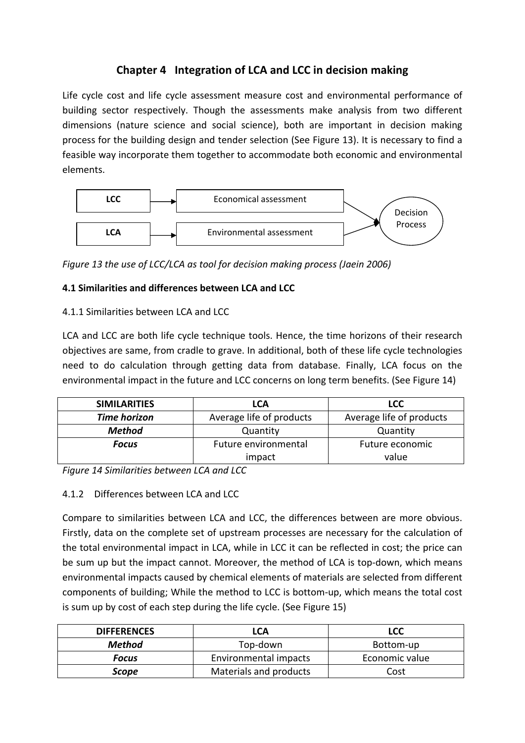# Chapter 4 Integration of LCA and LCC in decision making

Life cycle cost and life cycle assessment measure cost and environmental performance of building sector respectively. Though the assessments make analysis from two different dimensions (nature science and social science), both are important in decision making process for the building design and tender selection (See Figure 13). It is necessary to find a feasible way incorporate them together to accommodate both economic and environmental elements.

LCC → Economical assessment → Decision Process

LCA → Environmental assessment → Decision Process

*Figure 13 the use of LCC/LCA as tool for decision making process (Jaein 2006)*

### 4.1 Similarities and differences between LCA and LCC

4.1.1 Similarities between LCA and LCC

LCA and LCC are both life cycle technique tools. Hence, the time horizons of their research objectives are same, from cradle to grave. In additional, both of these life cycle technologies need to do calculation through getting data from database. Finally, LCA focus on the environmental impact in the future and LCC concerns on long term benefits. (See Figure 14)

| SIMILARITIES | LCA | LCC |
|---|---|---|
| ***Time horizon*** | Average life of products | Average life of products |
| ***Method*** | Quantity | Quantity |
| ***Focus*** | Future environmental impact | Future economic value |

*Figure 14 Similarities between LCA and LCC*

4.1.2 Differences between LCA and LCC

Compare to similarities between LCA and LCC, the differences between are more obvious. Firstly, data on the complete set of upstream processes are necessary for the calculation of the total environmental impact in LCA, while in LCC it can be reflected in cost; the price can be sum up but the impact cannot. Moreover, the method of LCA is top-down, which means environmental impacts caused by chemical elements of materials are selected from different components of building; While the method to LCC is bottom-up, which means the total cost is sum up by cost of each step during the life cycle. (See Figure 15)

| DIFFERENCES | LCA | LCC |
|---|---|---|
| ***Method*** | Top-down | Bottom-up |
| ***Focus*** | Environmental impacts | Economic value |
| ***Scope*** | Materials and products | Cost |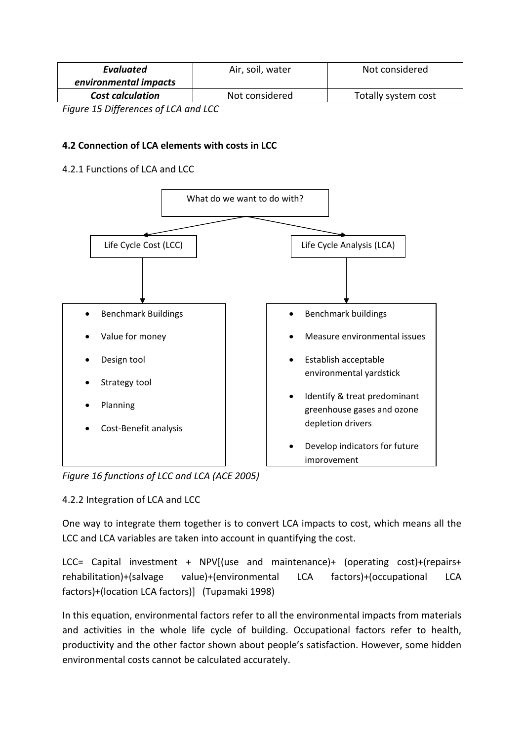| *Evaluated environmental impacts* | Air, soil, water | Not considered |
|---|---|---|
| ***Cost calculation*** | Not considered | Totally system cost |

*Figure 15 Differences of LCA and LCC*

**4.2 Connection of LCA elements with costs in LCC**

4.2.1 Functions of LCA and LCC

What do we want to do with?

Life Cycle Cost (LCC)

- Benchmark Buildings
- Value for money
- Design tool
- Strategy tool
- Planning
- Cost-Benefit analysis

Life Cycle Analysis (LCA)

- Benchmark buildings
- Measure environmental issues
- Establish acceptable environmental yardstick
- Identify & treat predominant greenhouse gases and ozone depletion drivers
- Develop indicators for future improvement

*Figure 16 functions of LCC and LCA (ACE 2005)*

4.2.2 Integration of LCA and LCC

One way to integrate them together is to convert LCA impacts to cost, which means all the LCC and LCA variables are taken into account in quantifying the cost.

LCC= Capital investment + NPV[(use and maintenance)+ (operating cost)+(repairs+ rehabilitation)+(salvage value)+(environmental LCA factors)+(occupational LCA factors)+(location LCA factors)] (Tupamaki 1998)

In this equation, environmental factors refer to all the environmental impacts from materials and activities in the whole life cycle of building. Occupational factors refer to health, productivity and the other factor shown about people's satisfaction. However, some hidden environmental costs cannot be calculated accurately.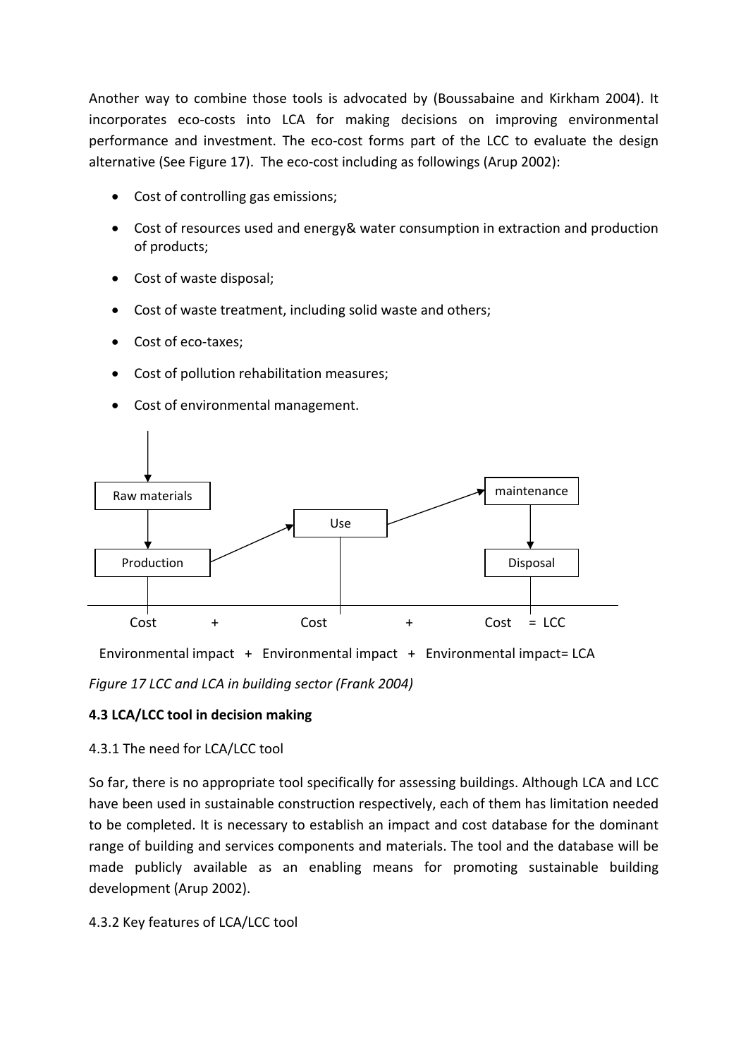Another way to combine those tools is advocated by (Boussabaine and Kirkham 2004). It incorporates eco-costs into LCA for making decisions on improving environmental performance and investment. The eco-cost forms part of the LCC to evaluate the design alternative (See Figure 17). The eco-cost including as followings (Arup 2002):

- Cost of controlling gas emissions;
- Cost of resources used and energy& water consumption in extraction and production of products;
- Cost of waste disposal;
- Cost of waste treatment, including solid waste and others;
- Cost of eco-taxes;
- Cost of pollution rehabilitation measures;
- Cost of environmental management.

Raw materials → Production → Use → maintenance → Disposal

Cost + Cost + Cost = LCC

Environmental impact + Environmental impact + Environmental impact= LCA

*Figure 17 LCC and LCA in building sector (Frank 2004)*

**4.3 LCA/LCC tool in decision making**

4.3.1 The need for LCA/LCC tool

So far, there is no appropriate tool specifically for assessing buildings. Although LCA and LCC have been used in sustainable construction respectively, each of them has limitation needed to be completed. It is necessary to establish an impact and cost database for the dominant range of building and services components and materials. The tool and the database will be made publicly available as an enabling means for promoting sustainable building development (Arup 2002).

4.3.2 Key features of LCA/LCC tool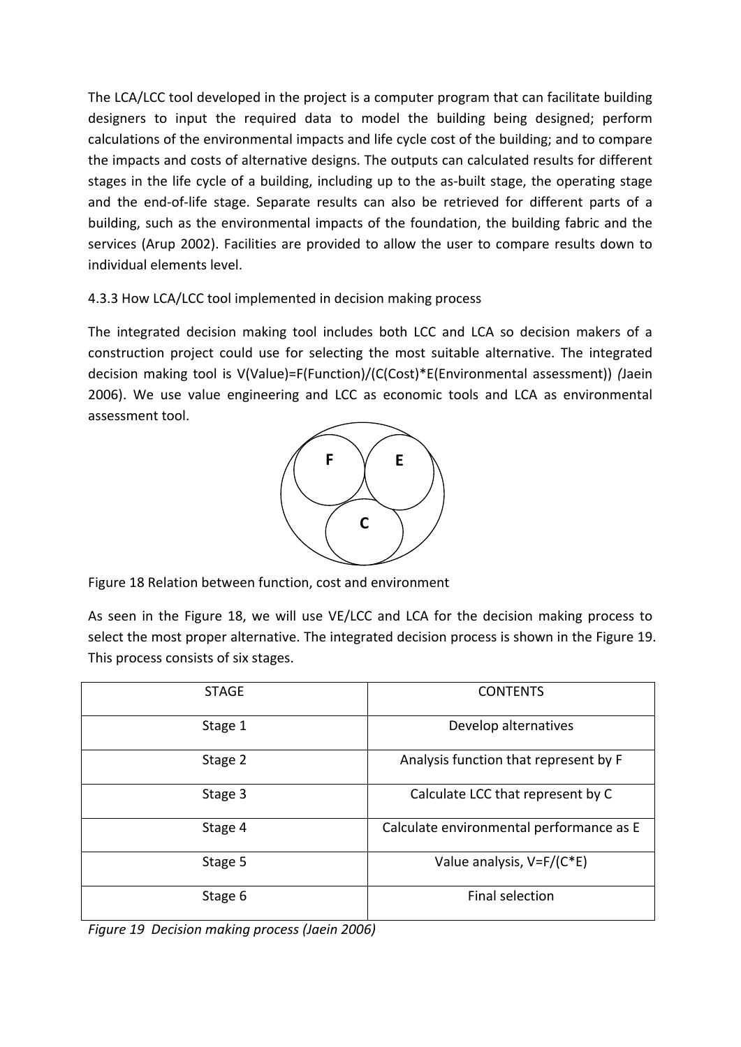The LCA/LCC tool developed in the project is a computer program that can facilitate building designers to input the required data to model the building being designed; perform calculations of the environmental impacts and life cycle cost of the building; and to compare the impacts and costs of alternative designs. The outputs can calculated results for different stages in the life cycle of a building, including up to the as-built stage, the operating stage and the end-of-life stage. Separate results can also be retrieved for different parts of a building, such as the environmental impacts of the foundation, the building fabric and the services (Arup 2002). Facilities are provided to allow the user to compare results down to individual elements level.

### 4.3.3 How LCA/LCC tool implemented in decision making process

The integrated decision making tool includes both LCC and LCA so decision makers of a construction project could use for selecting the most suitable alternative. The integrated decision making tool is V(Value)=F(Function)/(C(Cost)*E(Environmental assessment)) *(*Jaein 2006). We use value engineering and LCC as economic tools and LCA as environmental assessment tool.

F E C

Figure 18 Relation between function, cost and environment

As seen in the Figure 18, we will use VE/LCC and LCA for the decision making process to select the most proper alternative. The integrated decision process is shown in the Figure 19. This process consists of six stages.

| STAGE | CONTENTS |
|---|---|
| Stage 1 | Develop alternatives |
| Stage 2 | Analysis function that represent by F |
| Stage 3 | Calculate LCC that represent by C |
| Stage 4 | Calculate environmental performance as E |
| Stage 5 | Value analysis, V=F/(C*E) |
| Stage 6 | Final selection |

*Figure 19 Decision making process (Jaein 2006)*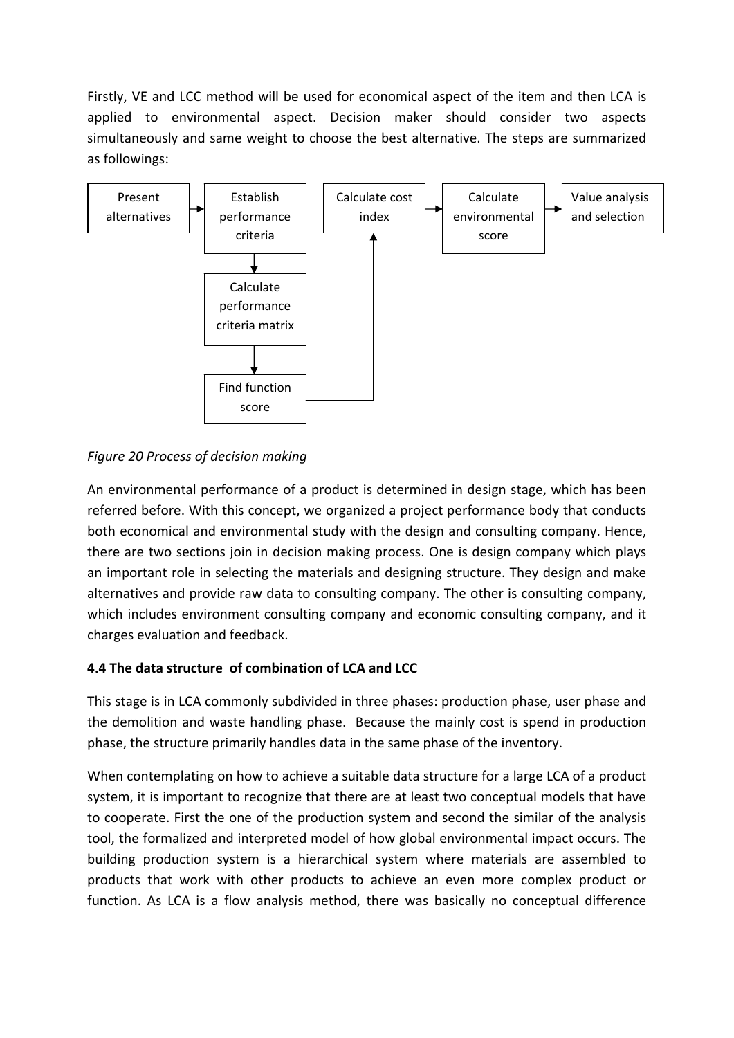Firstly, VE and LCC method will be used for economical aspect of the item and then LCA is applied to environmental aspect. Decision maker should consider two aspects simultaneously and same weight to choose the best alternative. The steps are summarized as followings:

Present alternatives → Establish performance criteria → Calculate performance criteria matrix → Find function score → Calculate cost index → Calculate environmental score → Value analysis and selection

*Figure 20 Process of decision making*

An environmental performance of a product is determined in design stage, which has been referred before. With this concept, we organized a project performance body that conducts both economical and environmental study with the design and consulting company. Hence, there are two sections join in decision making process. One is design company which plays an important role in selecting the materials and designing structure. They design and make alternatives and provide raw data to consulting company. The other is consulting company, which includes environment consulting company and economic consulting company, and it charges evaluation and feedback.

### 4.4 The data structure of combination of LCA and LCC

This stage is in LCA commonly subdivided in three phases: production phase, user phase and the demolition and waste handling phase. Because the mainly cost is spend in production phase, the structure primarily handles data in the same phase of the inventory.

When contemplating on how to achieve a suitable data structure for a large LCA of a product system, it is important to recognize that there are at least two conceptual models that have to cooperate. First the one of the production system and second the similar of the analysis tool, the formalized and interpreted model of how global environmental impact occurs. The building production system is a hierarchical system where materials are assembled to products that work with other products to achieve an even more complex product or function. As LCA is a flow analysis method, there was basically no conceptual difference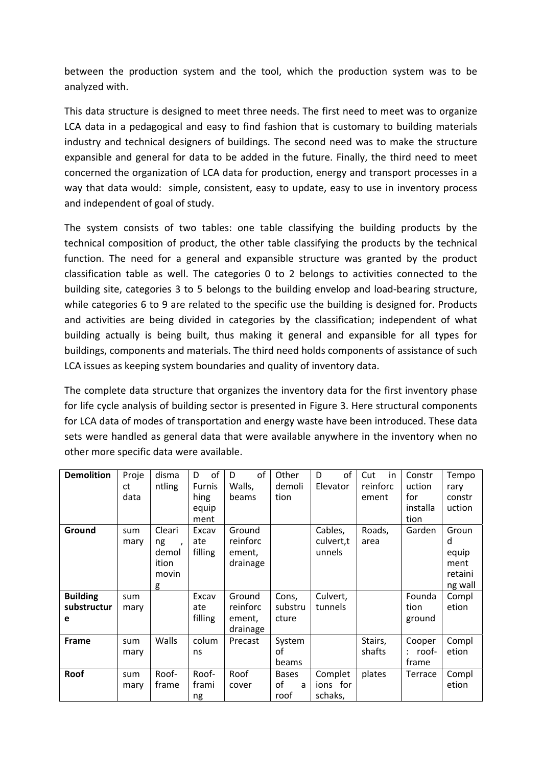between the production system and the tool, which the production system was to be analyzed with.

This data structure is designed to meet three needs. The first need to meet was to organize LCA data in a pedagogical and easy to find fashion that is customary to building materials industry and technical designers of buildings. The second need was to make the structure expansible and general for data to be added in the future. Finally, the third need to meet concerned the organization of LCA data for production, energy and transport processes in a way that data would: simple, consistent, easy to update, easy to use in inventory process and independent of goal of study.

The system consists of two tables: one table classifying the building products by the technical composition of product, the other table classifying the products by the technical function. The need for a general and expansible structure was granted by the product classification table as well. The categories 0 to 2 belongs to activities connected to the building site, categories 3 to 5 belongs to the building envelop and load-bearing structure, while categories 6 to 9 are related to the specific use the building is designed for. Products and activities are being divided in categories by the classification; independent of what building actually is being built, thus making it general and expansible for all types for buildings, components and materials. The third need holds components of assistance of such LCA issues as keeping system boundaries and quality of inventory data.

The complete data structure that organizes the inventory data for the first inventory phase for life cycle analysis of building sector is presented in Figure 3. Here structural components for LCA data of modes of transportation and energy waste have been introduced. These data sets were handled as general data that were available anywhere in the inventory when no other more specific data were available.

| **Demolition** | Project data | dismantling | D of Furnishing equipment | D of Walls, beams | Other demolition | D of Elevator | Cut in reinforcement | Construction for installation | Temporary construction |
|---|---|---|---|---|---|---|---|---|---|
| **Ground** | summary | Clearing , demolition moving | Excavate filling | Ground reinforcement, drainage | | Cables, culvert,tunnels | Roads, area | Garden | Ground equipment retaining wall |
| **Building substructure** | summary | | Excavate filling | Ground reinforcement, drainage | Cons, substructure | Culvert, tunnels | | Foundation ground | Completion |
| **Frame** | summary | Walls | columns | Precast | System of beams | | Stairs, shafts | Cooper : roof-frame | Completion |
| **Roof** | summary | Roof-frame | Roof-framing | Roof cover | Bases of a roof | Completions for schaks, | plates | Terrace | Completion |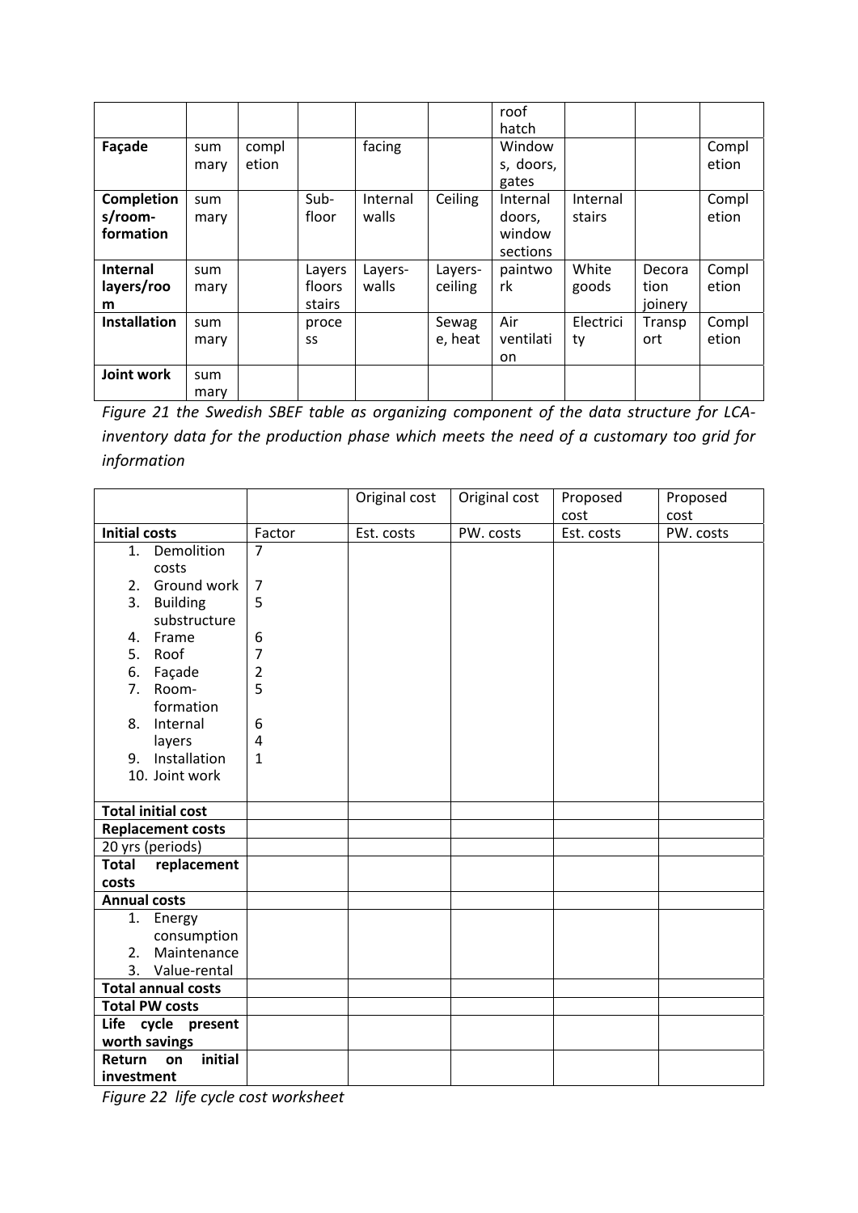| | | | | | | | | | |
|---|---|---|---|---|---|---|---|---|---|
| | | | | | | roof hatch | | | |
| **Façade** | summary | completion | | facing | | Windows, doors, gates | | | Completion |
| **Completions/room-formation** | summary | | Sub-floor | Internal walls | Ceiling | Internal doors, window sections | Internal stairs | | Completion |
| **Internal layers/room** | summary | | Layers floors stairs | Layers-walls | Layers-ceiling | paintwork | White goods | Decoration joinery | Completion |
| **Installation** | summary | | process | | Sewage, heat | Air ventilation | Electricity | Transport | Completion |
| **Joint work** | summary | | | | | | | | |

*Figure 21 the Swedish SBEF table as organizing component of the data structure for LCA-inventory data for the production phase which meets the need of a customary too grid for information*

| | | Original cost | Original cost | Proposed cost | Proposed cost |
|---|---|---|---|---|---|
| **Initial costs** | Factor | Est. costs | PW. costs | Est. costs | PW. costs |
| 1. Demolition costs | 7 | | | | |
| 2. Ground work | 7 | | | | |
| 3. Building substructure | 5 | | | | |
| 4. Frame | 6 | | | | |
| 5. Roof | 7 | | | | |
| 6. Façade | 2 | | | | |
| 7. Room-formation | 5 | | | | |
| 8. Internal layers | 6 | | | | |
| 9. Installation | 4 | | | | |
| 10. Joint work | 1 | | | | |
| **Total initial cost** | | | | | |
| **Replacement costs** | | | | | |
| 20 yrs (periods) | | | | | |
| **Total replacement costs** | | | | | |
| **Annual costs** | | | | | |
| 1. Energy consumption<br>2. Maintenance<br>3. Value-rental | | | | | |
| **Total annual costs** | | | | | |
| **Total PW costs** | | | | | |
| **Life cycle present worth savings** | | | | | |
| **Return on initial investment** | | | | | |

*Figure 22 life cycle cost worksheet*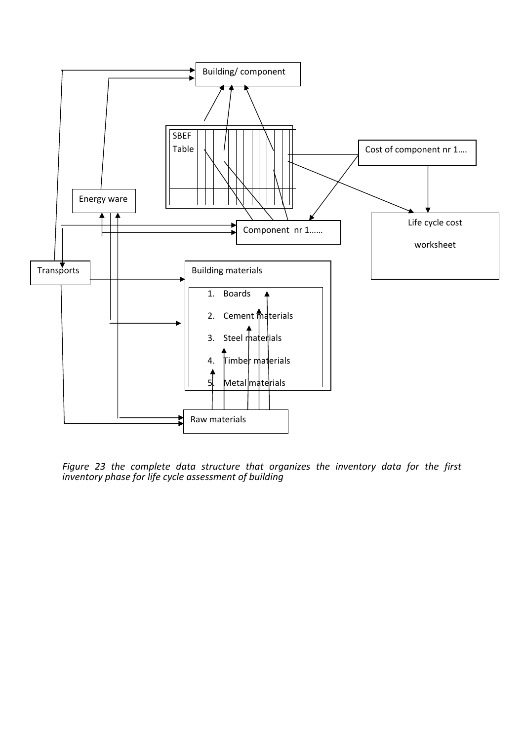Building/ component

SBEF Table

Cost of component nr 1….

Energy ware

Component nr 1……

Life cycle cost worksheet

Transports

Building materials

1. Boards
2. Cement materials
3. Steel materials
4. Timber materials
5. Metal materials

Raw materials

*Figure 23 the complete data structure that organizes the inventory data for the first inventory phase for life cycle assessment of building*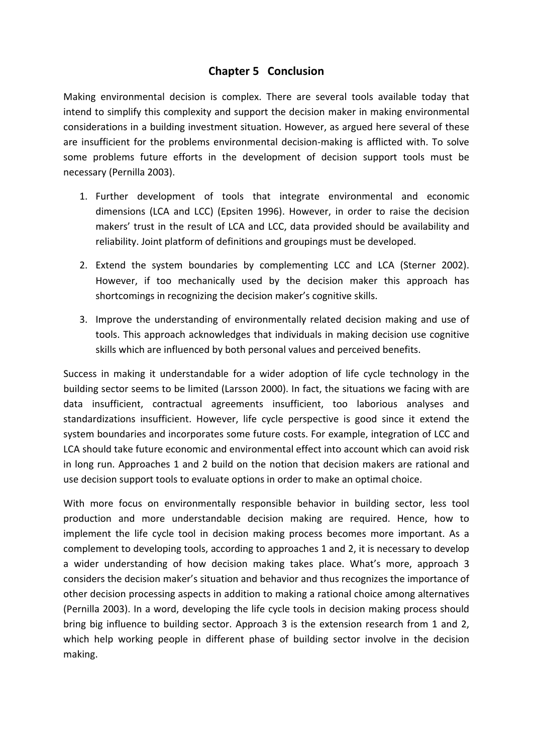# Chapter 5 Conclusion

Making environmental decision is complex. There are several tools available today that intend to simplify this complexity and support the decision maker in making environmental considerations in a building investment situation. However, as argued here several of these are insufficient for the problems environmental decision-making is afflicted with. To solve some problems future efforts in the development of decision support tools must be necessary (Pernilla 2003).

1. Further development of tools that integrate environmental and economic dimensions (LCA and LCC) (Epsiten 1996). However, in order to raise the decision makers' trust in the result of LCA and LCC, data provided should be availability and reliability. Joint platform of definitions and groupings must be developed.
2. Extend the system boundaries by complementing LCC and LCA (Sterner 2002). However, if too mechanically used by the decision maker this approach has shortcomings in recognizing the decision maker's cognitive skills.
3. Improve the understanding of environmentally related decision making and use of tools. This approach acknowledges that individuals in making decision use cognitive skills which are influenced by both personal values and perceived benefits.

Success in making it understandable for a wider adoption of life cycle technology in the building sector seems to be limited (Larsson 2000). In fact, the situations we facing with are data insufficient, contractual agreements insufficient, too laborious analyses and standardizations insufficient. However, life cycle perspective is good since it extend the system boundaries and incorporates some future costs. For example, integration of LCC and LCA should take future economic and environmental effect into account which can avoid risk in long run. Approaches 1 and 2 build on the notion that decision makers are rational and use decision support tools to evaluate options in order to make an optimal choice.

With more focus on environmentally responsible behavior in building sector, less tool production and more understandable decision making are required. Hence, how to implement the life cycle tool in decision making process becomes more important. As a complement to developing tools, according to approaches 1 and 2, it is necessary to develop a wider understanding of how decision making takes place. What's more, approach 3 considers the decision maker's situation and behavior and thus recognizes the importance of other decision processing aspects in addition to making a rational choice among alternatives (Pernilla 2003). In a word, developing the life cycle tools in decision making process should bring big influence to building sector. Approach 3 is the extension research from 1 and 2, which help working people in different phase of building sector involve in the decision making.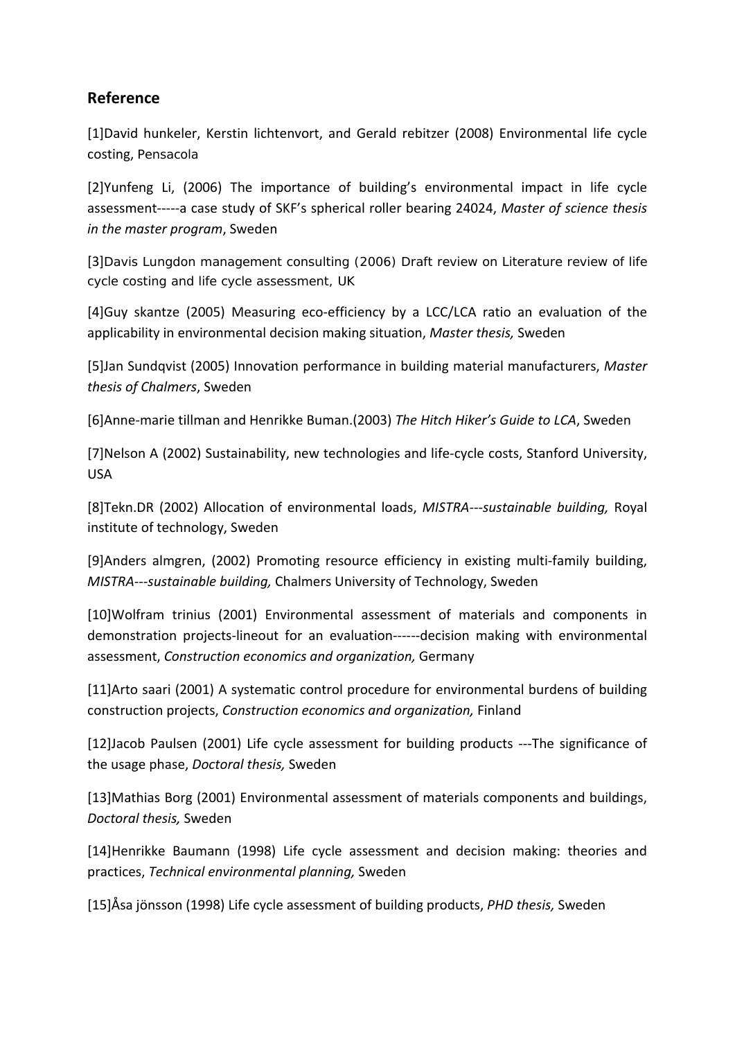## Reference

[1]David hunkeler, Kerstin lichtenvort, and Gerald rebitzer (2008) Environmental life cycle costing, Pensacola

[2]Yunfeng Li, (2006) The importance of building's environmental impact in life cycle assessment-----a case study of SKF's spherical roller bearing 24024, *Master of science thesis in the master program*, Sweden

[3]Davis Lungdon management consulting (2006) Draft review on Literature review of life cycle costing and life cycle assessment, UK

[4]Guy skantze (2005) Measuring eco-efficiency by a LCC/LCA ratio an evaluation of the applicability in environmental decision making situation, *Master thesis,* Sweden

[5]Jan Sundqvist (2005) Innovation performance in building material manufacturers, *Master thesis of Chalmers*, Sweden

[6]Anne-marie tillman and Henrikke Buman.(2003) *The Hitch Hiker's Guide to LCA*, Sweden

[7]Nelson A (2002) Sustainability, new technologies and life-cycle costs, Stanford University, USA

[8]Tekn.DR (2002) Allocation of environmental loads, *MISTRA---sustainable building,* Royal institute of technology, Sweden

[9]Anders almgren, (2002) Promoting resource efficiency in existing multi-family building, *MISTRA---sustainable building,* Chalmers University of Technology, Sweden

[10]Wolfram trinius (2001) Environmental assessment of materials and components in demonstration projects-lineout for an evaluation------decision making with environmental assessment, *Construction economics and organization,* Germany

[11]Arto saari (2001) A systematic control procedure for environmental burdens of building construction projects, *Construction economics and organization,* Finland

[12]Jacob Paulsen (2001) Life cycle assessment for building products ---The significance of the usage phase, *Doctoral thesis,* Sweden

[13]Mathias Borg (2001) Environmental assessment of materials components and buildings, *Doctoral thesis,* Sweden

[14]Henrikke Baumann (1998) Life cycle assessment and decision making: theories and practices, *Technical environmental planning,* Sweden

[15]Åsa jönsson (1998) Life cycle assessment of building products, *PHD thesis,* Sweden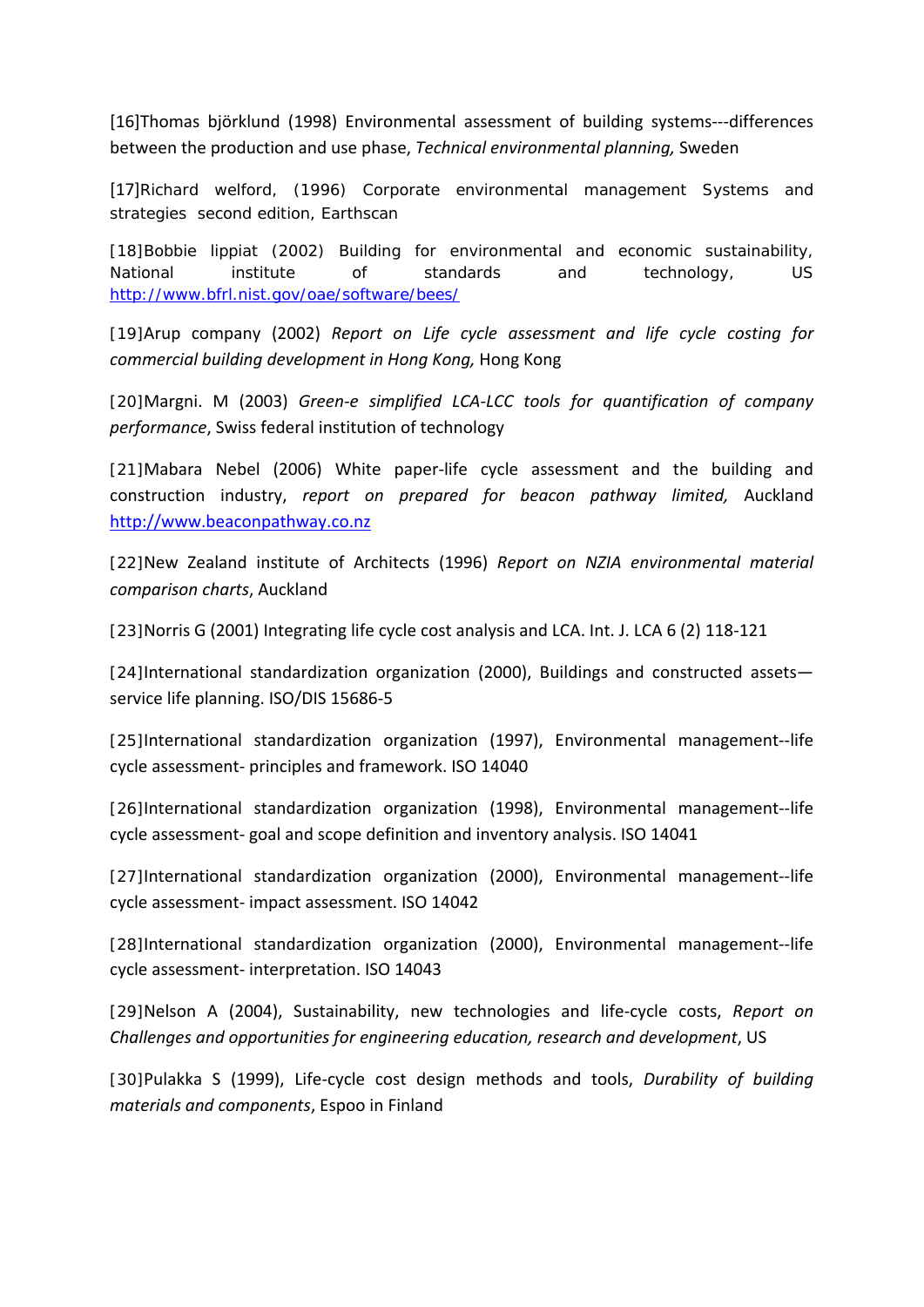[16]Thomas björklund (1998) Environmental assessment of building systems---differences between the production and use phase, *Technical environmental planning,* Sweden

[17]Richard welford, (1996) Corporate environmental management Systems and strategies second edition, Earthscan

[18]Bobbie lippiat (2002) Building for environmental and economic sustainability, National institute of standards and technology, US http://www.bfrl.nist.gov/oae/software/bees/

[19]Arup company (2002) *Report on Life cycle assessment and life cycle costing for commercial building development in Hong Kong,* Hong Kong

[20]Margni. M (2003) *Green-e simplified LCA-LCC tools for quantification of company performance*, Swiss federal institution of technology

[21]Mabara Nebel (2006) White paper-life cycle assessment and the building and construction industry, *report on prepared for beacon pathway limited,* Auckland http://www.beaconpathway.co.nz

[22]New Zealand institute of Architects (1996) *Report on NZIA environmental material comparison charts*, Auckland

[23]Norris G (2001) Integrating life cycle cost analysis and LCA. Int. J. LCA 6 (2) 118-121

[24]International standardization organization (2000), Buildings and constructed assets—service life planning. ISO/DIS 15686-5

[25]International standardization organization (1997), Environmental management--life cycle assessment- principles and framework. ISO 14040

[26]International standardization organization (1998), Environmental management--life cycle assessment- goal and scope definition and inventory analysis. ISO 14041

[27]International standardization organization (2000), Environmental management--life cycle assessment- impact assessment. ISO 14042

[28]International standardization organization (2000), Environmental management--life cycle assessment- interpretation. ISO 14043

[29]Nelson A (2004), Sustainability, new technologies and life-cycle costs, *Report on Challenges and opportunities for engineering education, research and development*, US

[30]Pulakka S (1999), Life-cycle cost design methods and tools, *Durability of building materials and components*, Espoo in Finland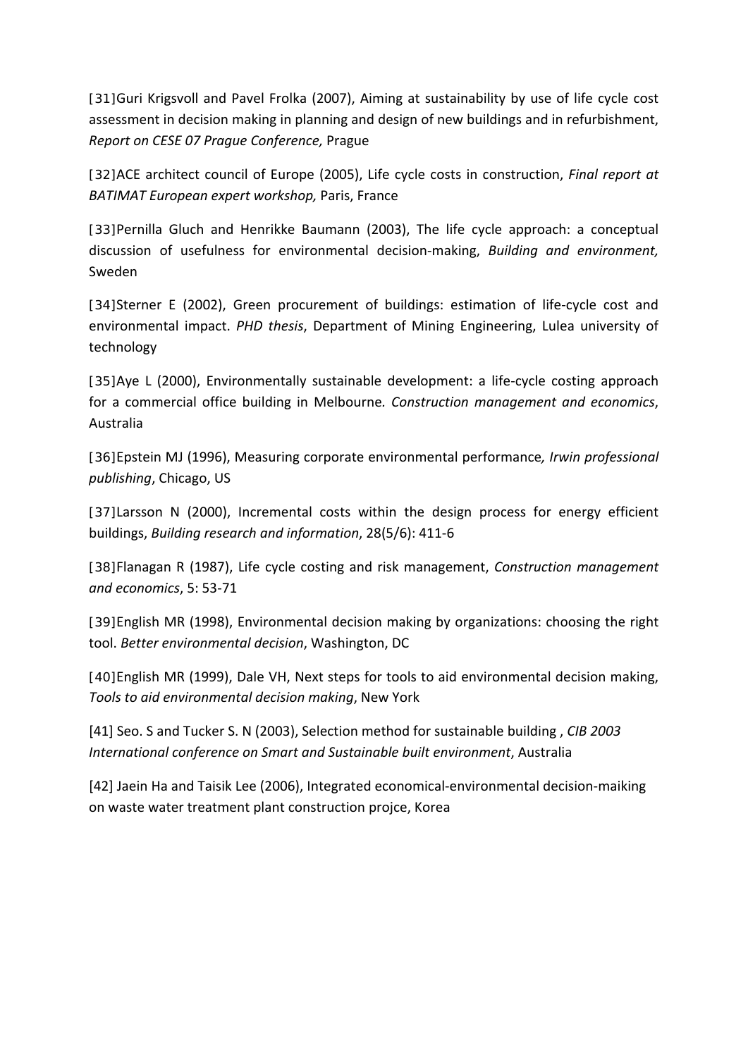[31]Guri Krigsvoll and Pavel Frolka (2007), Aiming at sustainability by use of life cycle cost assessment in decision making in planning and design of new buildings and in refurbishment, *Report on CESE 07 Prague Conference,* Prague

[32]ACE architect council of Europe (2005), Life cycle costs in construction, *Final report at BATIMAT European expert workshop,* Paris, France

[33]Pernilla Gluch and Henrikke Baumann (2003), The life cycle approach: a conceptual discussion of usefulness for environmental decision-making, *Building and environment,* Sweden

[34]Sterner E (2002), Green procurement of buildings: estimation of life-cycle cost and environmental impact. *PHD thesis*, Department of Mining Engineering, Lulea university of technology

[35]Aye L (2000), Environmentally sustainable development: a life-cycle costing approach for a commercial office building in Melbourne*. Construction management and economics*, Australia

[36]Epstein MJ (1996), Measuring corporate environmental performance*, Irwin professional publishing*, Chicago, US

[37]Larsson N (2000), Incremental costs within the design process for energy efficient buildings, *Building research and information*, 28(5/6): 411-6

[38]Flanagan R (1987), Life cycle costing and risk management, *Construction management and economics*, 5: 53-71

[39]English MR (1998), Environmental decision making by organizations: choosing the right tool. *Better environmental decision*, Washington, DC

[40]English MR (1999), Dale VH, Next steps for tools to aid environmental decision making, *Tools to aid environmental decision making*, New York

[41] Seo. S and Tucker S. N (2003), Selection method for sustainable building , *CIB 2003 International conference on Smart and Sustainable built environment*, Australia

[42] Jaein Ha and Taisik Lee (2006), Integrated economical-environmental decision-maiking on waste water treatment plant construction projce, Korea